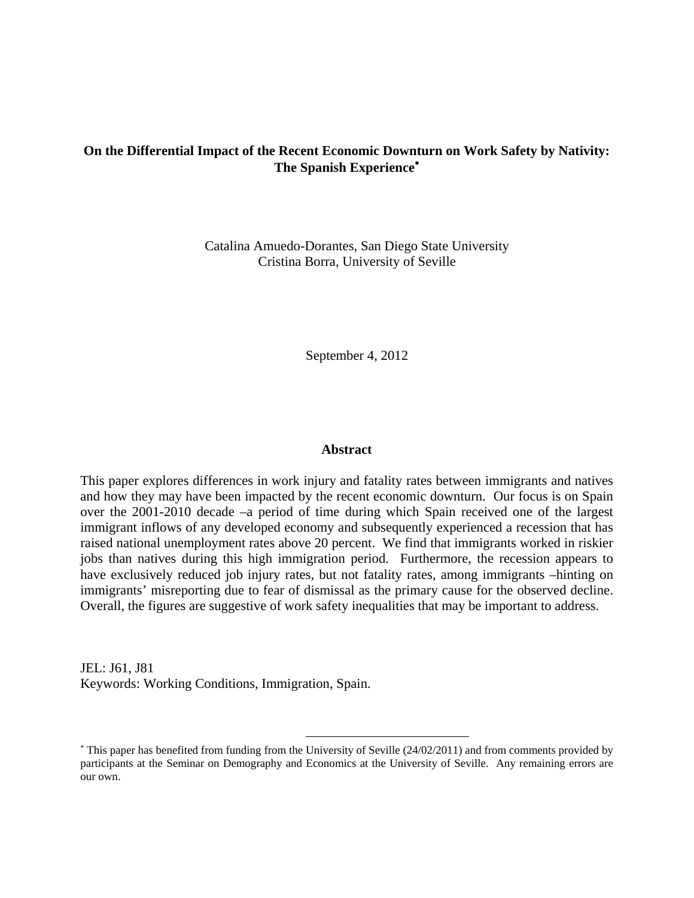# On the Differential Impact of the Recent Economic Downturn on Work Safety by Nativity: The Spanish Experience[*]

Catalina Amuedo-Dorantes, San Diego State University
Cristina Borra, University of Seville

September 4, 2012

## Abstract

This paper explores differences in work injury and fatality rates between immigrants and natives and how they may have been impacted by the recent economic downturn. Our focus is on Spain over the 2001-2010 decade –a period of time during which Spain received one of the largest immigrant inflows of any developed economy and subsequently experienced a recession that has raised national unemployment rates above 20 percent. We find that immigrants worked in riskier jobs than natives during this high immigration period. Furthermore, the recession appears to have exclusively reduced job injury rates, but not fatality rates, among immigrants –hinting on immigrants' misreporting due to fear of dismissal as the primary cause for the observed decline. Overall, the figures are suggestive of work safety inequalities that may be important to address.

JEL: J61, J81
Keywords: Working Conditions, Immigration, Spain.

[*] This paper has benefited from funding from the University of Seville (24/02/2011) and from comments provided by participants at the Seminar on Demography and Economics at the University of Seville. Any remaining errors are our own.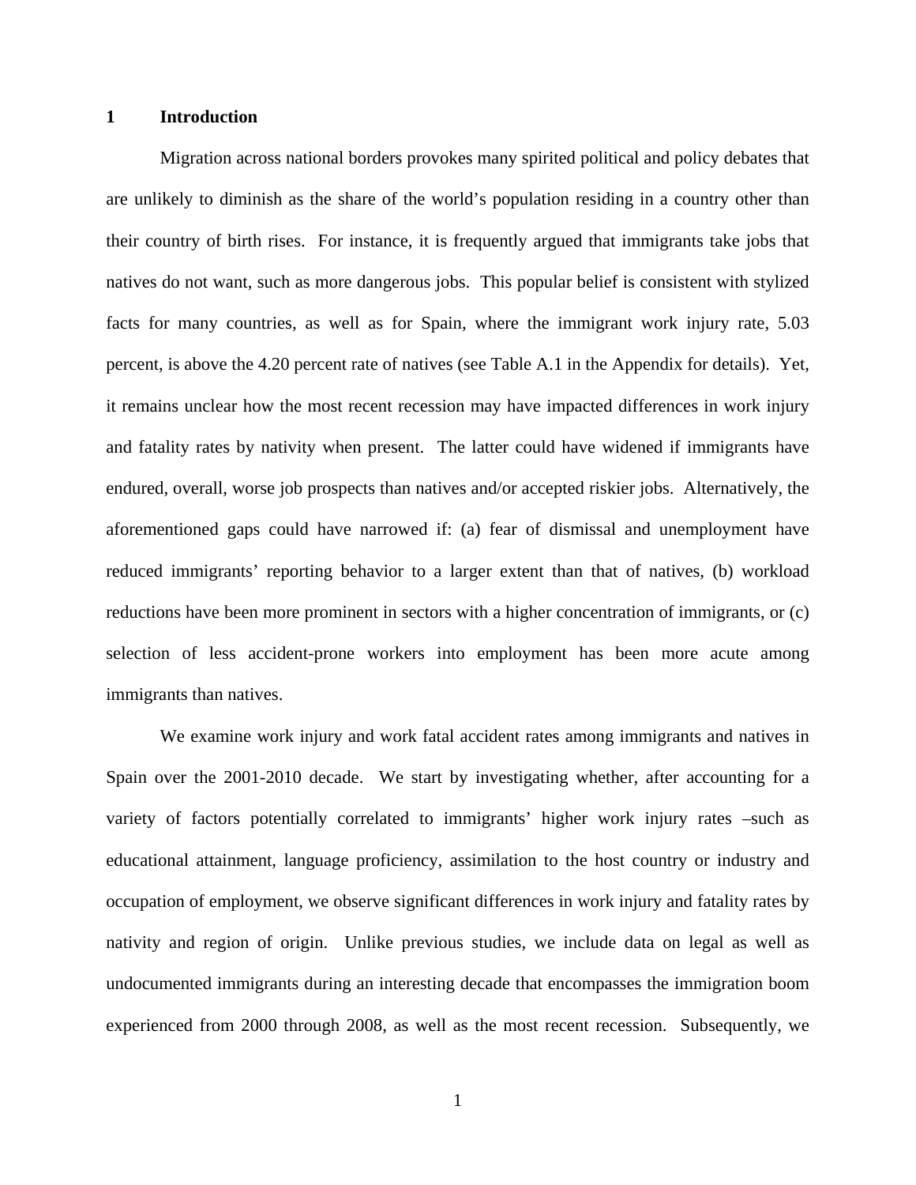# 1 Introduction

Migration across national borders provokes many spirited political and policy debates that are unlikely to diminish as the share of the world's population residing in a country other than their country of birth rises. For instance, it is frequently argued that immigrants take jobs that natives do not want, such as more dangerous jobs. This popular belief is consistent with stylized facts for many countries, as well as for Spain, where the immigrant work injury rate, 5.03 percent, is above the 4.20 percent rate of natives (see Table A.1 in the Appendix for details). Yet, it remains unclear how the most recent recession may have impacted differences in work injury and fatality rates by nativity when present. The latter could have widened if immigrants have endured, overall, worse job prospects than natives and/or accepted riskier jobs. Alternatively, the aforementioned gaps could have narrowed if: (a) fear of dismissal and unemployment have reduced immigrants' reporting behavior to a larger extent than that of natives, (b) workload reductions have been more prominent in sectors with a higher concentration of immigrants, or (c) selection of less accident-prone workers into employment has been more acute among immigrants than natives.

We examine work injury and work fatal accident rates among immigrants and natives in Spain over the 2001-2010 decade. We start by investigating whether, after accounting for a variety of factors potentially correlated to immigrants' higher work injury rates –such as educational attainment, language proficiency, assimilation to the host country or industry and occupation of employment, we observe significant differences in work injury and fatality rates by nativity and region of origin. Unlike previous studies, we include data on legal as well as undocumented immigrants during an interesting decade that encompasses the immigration boom experienced from 2000 through 2008, as well as the most recent recession. Subsequently, we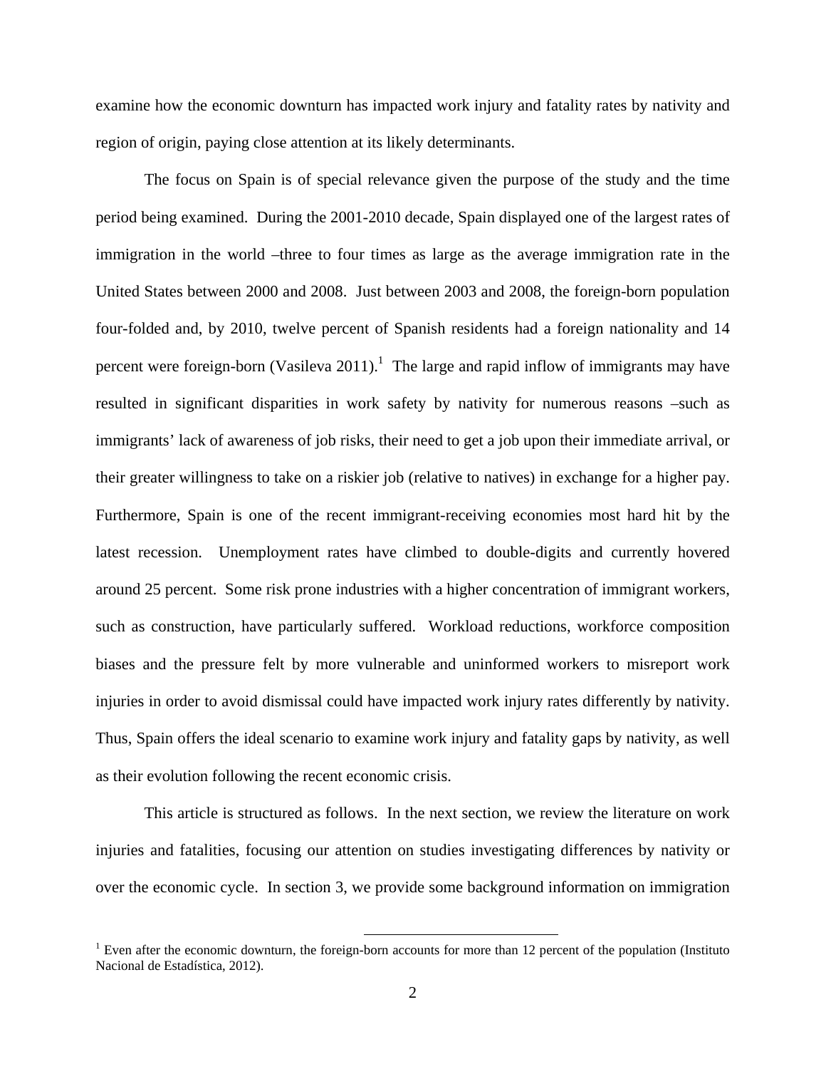examine how the economic downturn has impacted work injury and fatality rates by nativity and region of origin, paying close attention at its likely determinants.

The focus on Spain is of special relevance given the purpose of the study and the time period being examined. During the 2001-2010 decade, Spain displayed one of the largest rates of immigration in the world –three to four times as large as the average immigration rate in the United States between 2000 and 2008. Just between 2003 and 2008, the foreign-born population four-folded and, by 2010, twelve percent of Spanish residents had a foreign nationality and 14 percent were foreign-born (Vasileva 2011).[1] The large and rapid inflow of immigrants may have resulted in significant disparities in work safety by nativity for numerous reasons –such as immigrants' lack of awareness of job risks, their need to get a job upon their immediate arrival, or their greater willingness to take on a riskier job (relative to natives) in exchange for a higher pay. Furthermore, Spain is one of the recent immigrant-receiving economies most hard hit by the latest recession. Unemployment rates have climbed to double-digits and currently hovered around 25 percent. Some risk prone industries with a higher concentration of immigrant workers, such as construction, have particularly suffered. Workload reductions, workforce composition biases and the pressure felt by more vulnerable and uninformed workers to misreport work injuries in order to avoid dismissal could have impacted work injury rates differently by nativity. Thus, Spain offers the ideal scenario to examine work injury and fatality gaps by nativity, as well as their evolution following the recent economic crisis.

This article is structured as follows. In the next section, we review the literature on work injuries and fatalities, focusing our attention on studies investigating differences by nativity or over the economic cycle. In section 3, we provide some background information on immigration

[1] Even after the economic downturn, the foreign-born accounts for more than 12 percent of the population (Instituto Nacional de Estadística, 2012).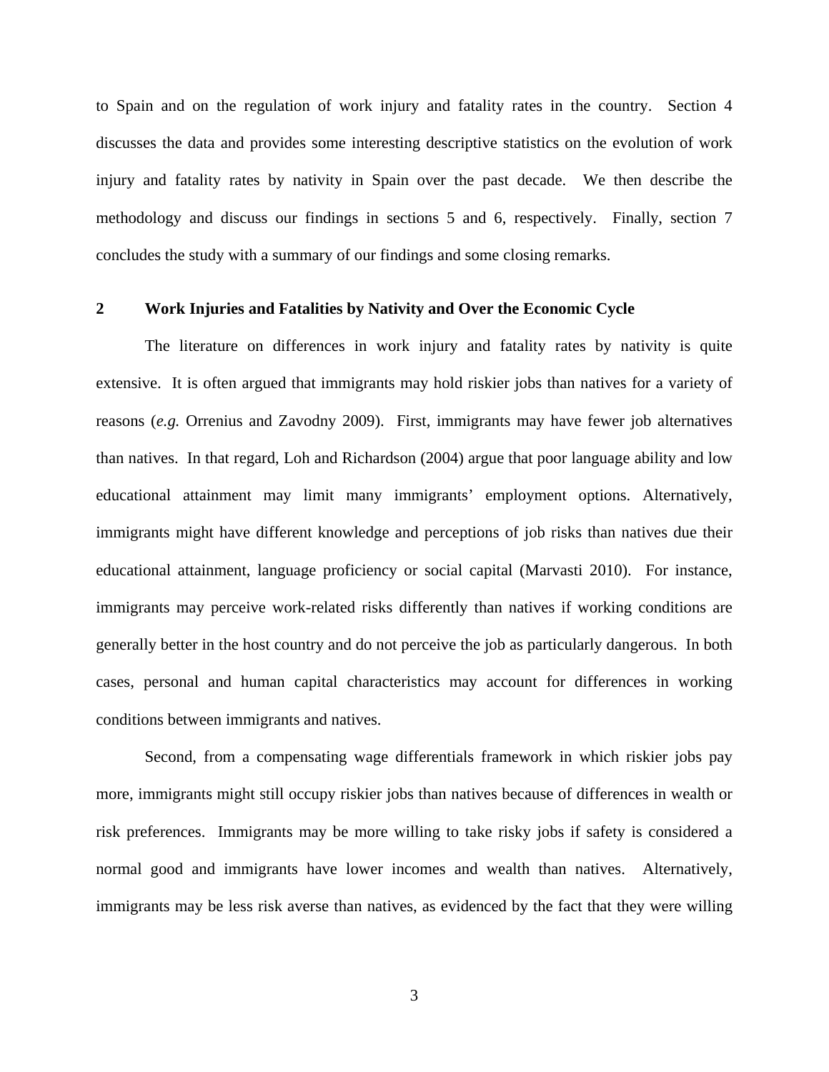to Spain and on the regulation of work injury and fatality rates in the country. Section 4 discusses the data and provides some interesting descriptive statistics on the evolution of work injury and fatality rates by nativity in Spain over the past decade. We then describe the methodology and discuss our findings in sections 5 and 6, respectively. Finally, section 7 concludes the study with a summary of our findings and some closing remarks.

## 2 Work Injuries and Fatalities by Nativity and Over the Economic Cycle

The literature on differences in work injury and fatality rates by nativity is quite extensive. It is often argued that immigrants may hold riskier jobs than natives for a variety of reasons (*e.g.* Orrenius and Zavodny 2009). First, immigrants may have fewer job alternatives than natives. In that regard, Loh and Richardson (2004) argue that poor language ability and low educational attainment may limit many immigrants' employment options. Alternatively, immigrants might have different knowledge and perceptions of job risks than natives due their educational attainment, language proficiency or social capital (Marvasti 2010). For instance, immigrants may perceive work-related risks differently than natives if working conditions are generally better in the host country and do not perceive the job as particularly dangerous. In both cases, personal and human capital characteristics may account for differences in working conditions between immigrants and natives.

Second, from a compensating wage differentials framework in which riskier jobs pay more, immigrants might still occupy riskier jobs than natives because of differences in wealth or risk preferences. Immigrants may be more willing to take risky jobs if safety is considered a normal good and immigrants have lower incomes and wealth than natives. Alternatively, immigrants may be less risk averse than natives, as evidenced by the fact that they were willing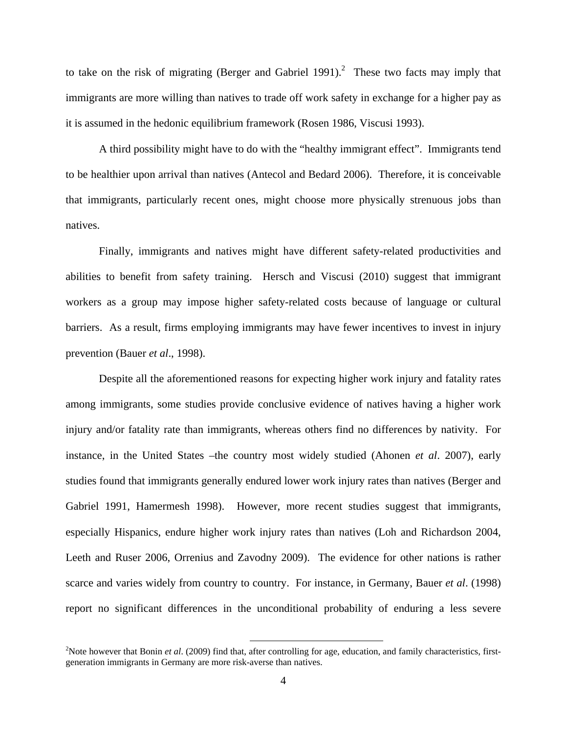to take on the risk of migrating (Berger and Gabriel 1991).[2] These two facts may imply that immigrants are more willing than natives to trade off work safety in exchange for a higher pay as it is assumed in the hedonic equilibrium framework (Rosen 1986, Viscusi 1993).

A third possibility might have to do with the "healthy immigrant effect". Immigrants tend to be healthier upon arrival than natives (Antecol and Bedard 2006). Therefore, it is conceivable that immigrants, particularly recent ones, might choose more physically strenuous jobs than natives.

Finally, immigrants and natives might have different safety-related productivities and abilities to benefit from safety training. Hersch and Viscusi (2010) suggest that immigrant workers as a group may impose higher safety-related costs because of language or cultural barriers. As a result, firms employing immigrants may have fewer incentives to invest in injury prevention (Bauer *et al*., 1998).

Despite all the aforementioned reasons for expecting higher work injury and fatality rates among immigrants, some studies provide conclusive evidence of natives having a higher work injury and/or fatality rate than immigrants, whereas others find no differences by nativity. For instance, in the United States –the country most widely studied (Ahonen *et al*. 2007), early studies found that immigrants generally endured lower work injury rates than natives (Berger and Gabriel 1991, Hamermesh 1998). However, more recent studies suggest that immigrants, especially Hispanics, endure higher work injury rates than natives (Loh and Richardson 2004, Leeth and Ruser 2006, Orrenius and Zavodny 2009). The evidence for other nations is rather scarce and varies widely from country to country. For instance, in Germany, Bauer *et al*. (1998) report no significant differences in the unconditional probability of enduring a less severe

[2]Note however that Bonin *et al*. (2009) find that, after controlling for age, education, and family characteristics, first-generation immigrants in Germany are more risk-averse than natives.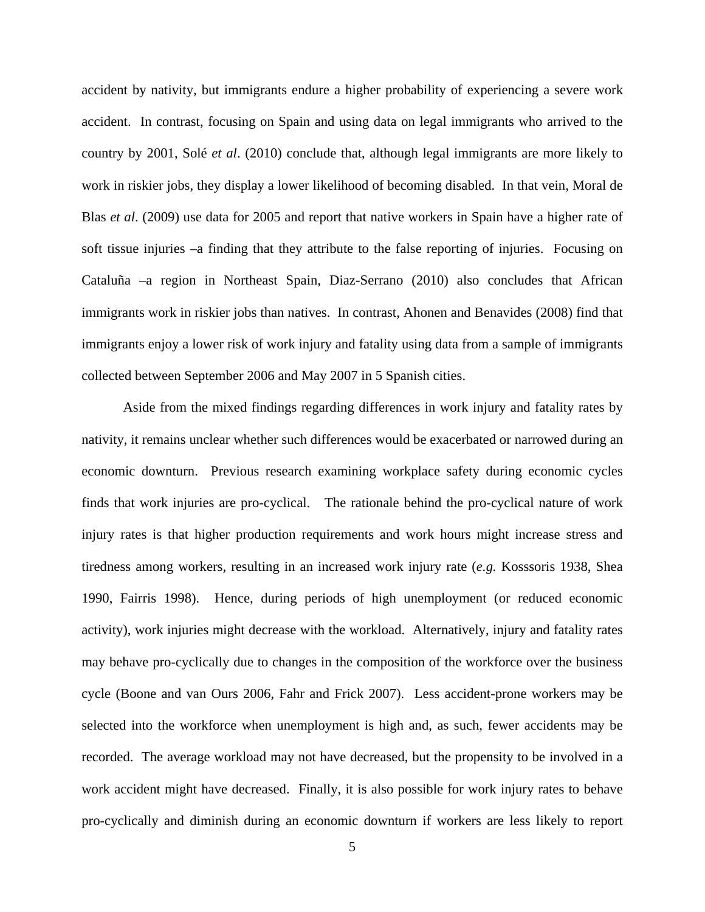accident by nativity, but immigrants endure a higher probability of experiencing a severe work accident. In contrast, focusing on Spain and using data on legal immigrants who arrived to the country by 2001, Solé *et al*. (2010) conclude that, although legal immigrants are more likely to work in riskier jobs, they display a lower likelihood of becoming disabled. In that vein, Moral de Blas *et al*. (2009) use data for 2005 and report that native workers in Spain have a higher rate of soft tissue injuries –a finding that they attribute to the false reporting of injuries. Focusing on Cataluña –a region in Northeast Spain, Diaz-Serrano (2010) also concludes that African immigrants work in riskier jobs than natives. In contrast, Ahonen and Benavides (2008) find that immigrants enjoy a lower risk of work injury and fatality using data from a sample of immigrants collected between September 2006 and May 2007 in 5 Spanish cities.

Aside from the mixed findings regarding differences in work injury and fatality rates by nativity, it remains unclear whether such differences would be exacerbated or narrowed during an economic downturn. Previous research examining workplace safety during economic cycles finds that work injuries are pro-cyclical. The rationale behind the pro-cyclical nature of work injury rates is that higher production requirements and work hours might increase stress and tiredness among workers, resulting in an increased work injury rate (*e.g.* Kosssoris 1938, Shea 1990, Fairris 1998). Hence, during periods of high unemployment (or reduced economic activity), work injuries might decrease with the workload. Alternatively, injury and fatality rates may behave pro-cyclically due to changes in the composition of the workforce over the business cycle (Boone and van Ours 2006, Fahr and Frick 2007). Less accident-prone workers may be selected into the workforce when unemployment is high and, as such, fewer accidents may be recorded. The average workload may not have decreased, but the propensity to be involved in a work accident might have decreased. Finally, it is also possible for work injury rates to behave pro-cyclically and diminish during an economic downturn if workers are less likely to report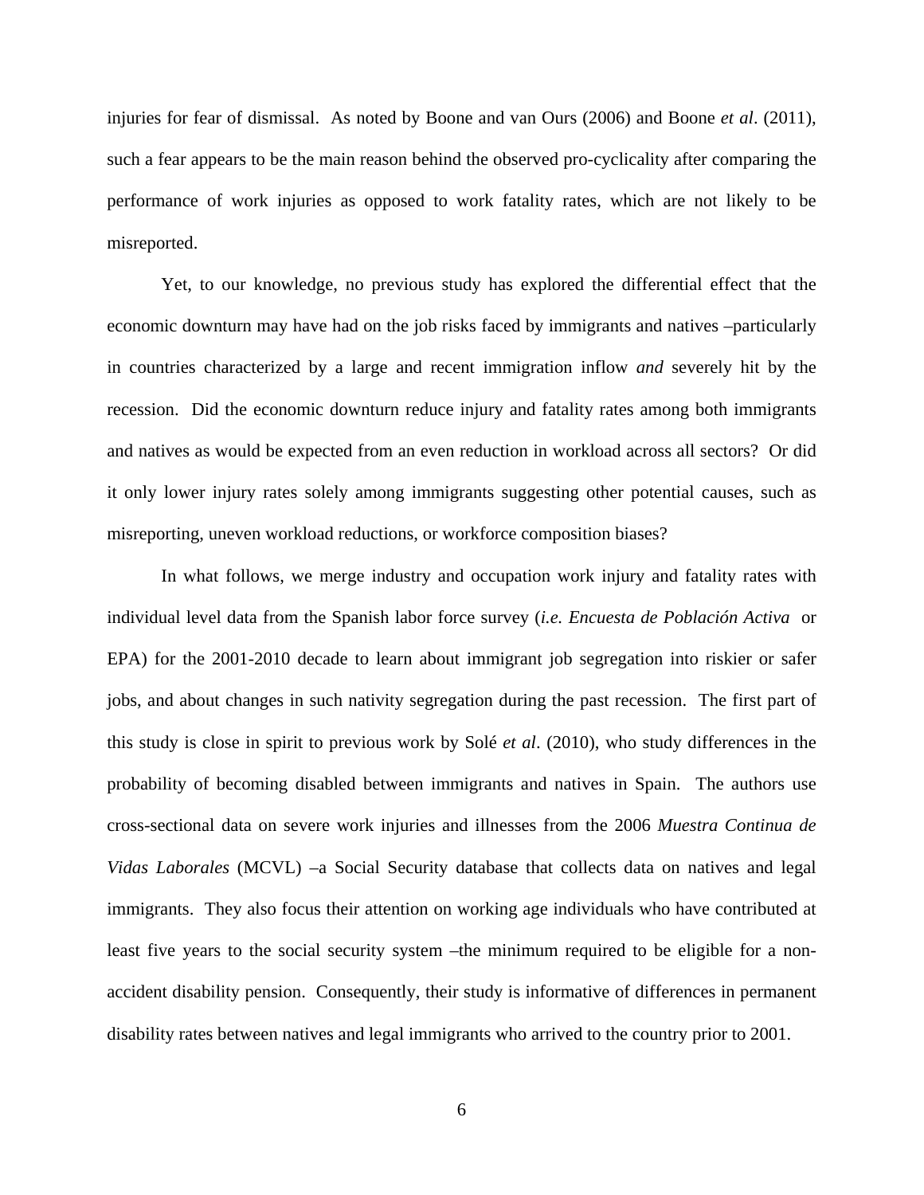injuries for fear of dismissal. As noted by Boone and van Ours (2006) and Boone *et al*. (2011), such a fear appears to be the main reason behind the observed pro-cyclicality after comparing the performance of work injuries as opposed to work fatality rates, which are not likely to be misreported.

Yet, to our knowledge, no previous study has explored the differential effect that the economic downturn may have had on the job risks faced by immigrants and natives –particularly in countries characterized by a large and recent immigration inflow *and* severely hit by the recession. Did the economic downturn reduce injury and fatality rates among both immigrants and natives as would be expected from an even reduction in workload across all sectors? Or did it only lower injury rates solely among immigrants suggesting other potential causes, such as misreporting, uneven workload reductions, or workforce composition biases?

In what follows, we merge industry and occupation work injury and fatality rates with individual level data from the Spanish labor force survey (*i.e. Encuesta de Población Activa* or EPA) for the 2001-2010 decade to learn about immigrant job segregation into riskier or safer jobs, and about changes in such nativity segregation during the past recession. The first part of this study is close in spirit to previous work by Solé *et al*. (2010), who study differences in the probability of becoming disabled between immigrants and natives in Spain. The authors use cross-sectional data on severe work injuries and illnesses from the 2006 *Muestra Continua de Vidas Laborales* (MCVL) –a Social Security database that collects data on natives and legal immigrants. They also focus their attention on working age individuals who have contributed at least five years to the social security system –the minimum required to be eligible for a non-accident disability pension. Consequently, their study is informative of differences in permanent disability rates between natives and legal immigrants who arrived to the country prior to 2001.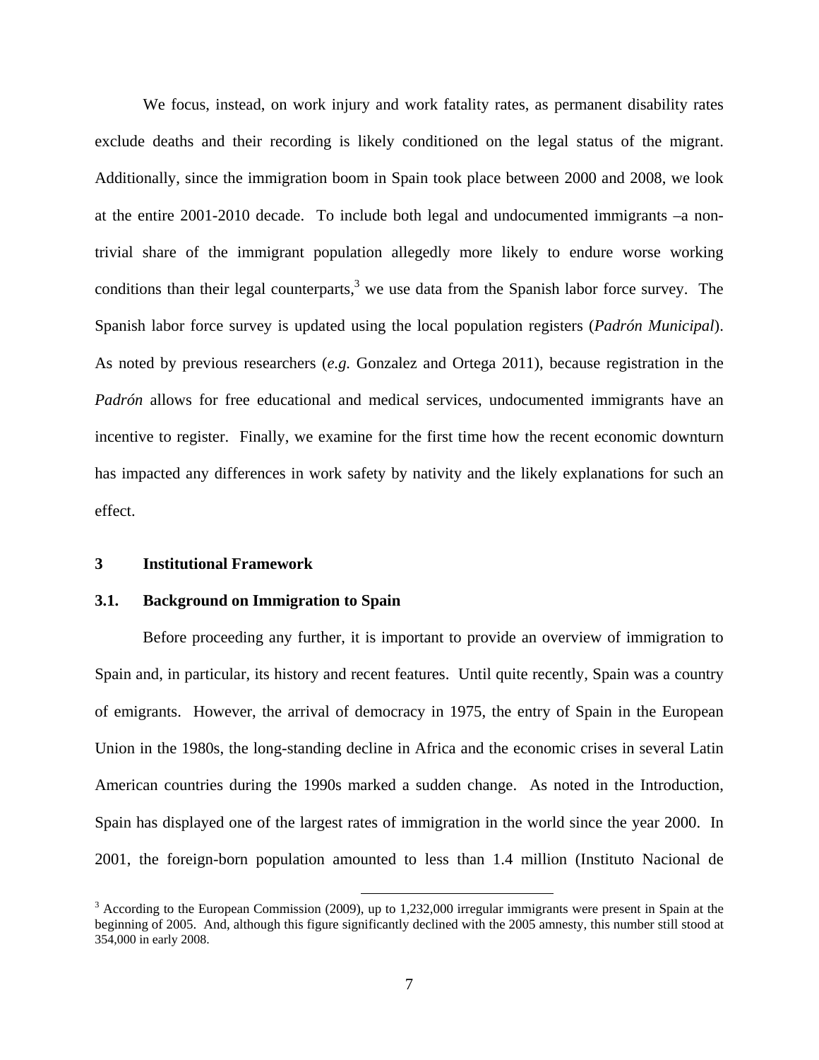We focus, instead, on work injury and work fatality rates, as permanent disability rates exclude deaths and their recording is likely conditioned on the legal status of the migrant. Additionally, since the immigration boom in Spain took place between 2000 and 2008, we look at the entire 2001-2010 decade. To include both legal and undocumented immigrants –a non-trivial share of the immigrant population allegedly more likely to endure worse working conditions than their legal counterparts,[3] we use data from the Spanish labor force survey. The Spanish labor force survey is updated using the local population registers (*Padrón Municipal*). As noted by previous researchers (*e.g.* Gonzalez and Ortega 2011), because registration in the *Padrón* allows for free educational and medical services, undocumented immigrants have an incentive to register. Finally, we examine for the first time how the recent economic downturn has impacted any differences in work safety by nativity and the likely explanations for such an effect.

## 3 Institutional Framework

### 3.1. Background on Immigration to Spain

Before proceeding any further, it is important to provide an overview of immigration to Spain and, in particular, its history and recent features. Until quite recently, Spain was a country of emigrants. However, the arrival of democracy in 1975, the entry of Spain in the European Union in the 1980s, the long-standing decline in Africa and the economic crises in several Latin American countries during the 1990s marked a sudden change. As noted in the Introduction, Spain has displayed one of the largest rates of immigration in the world since the year 2000. In 2001, the foreign-born population amounted to less than 1.4 million (Instituto Nacional de

[3] According to the European Commission (2009), up to 1,232,000 irregular immigrants were present in Spain at the beginning of 2005. And, although this figure significantly declined with the 2005 amnesty, this number still stood at 354,000 in early 2008.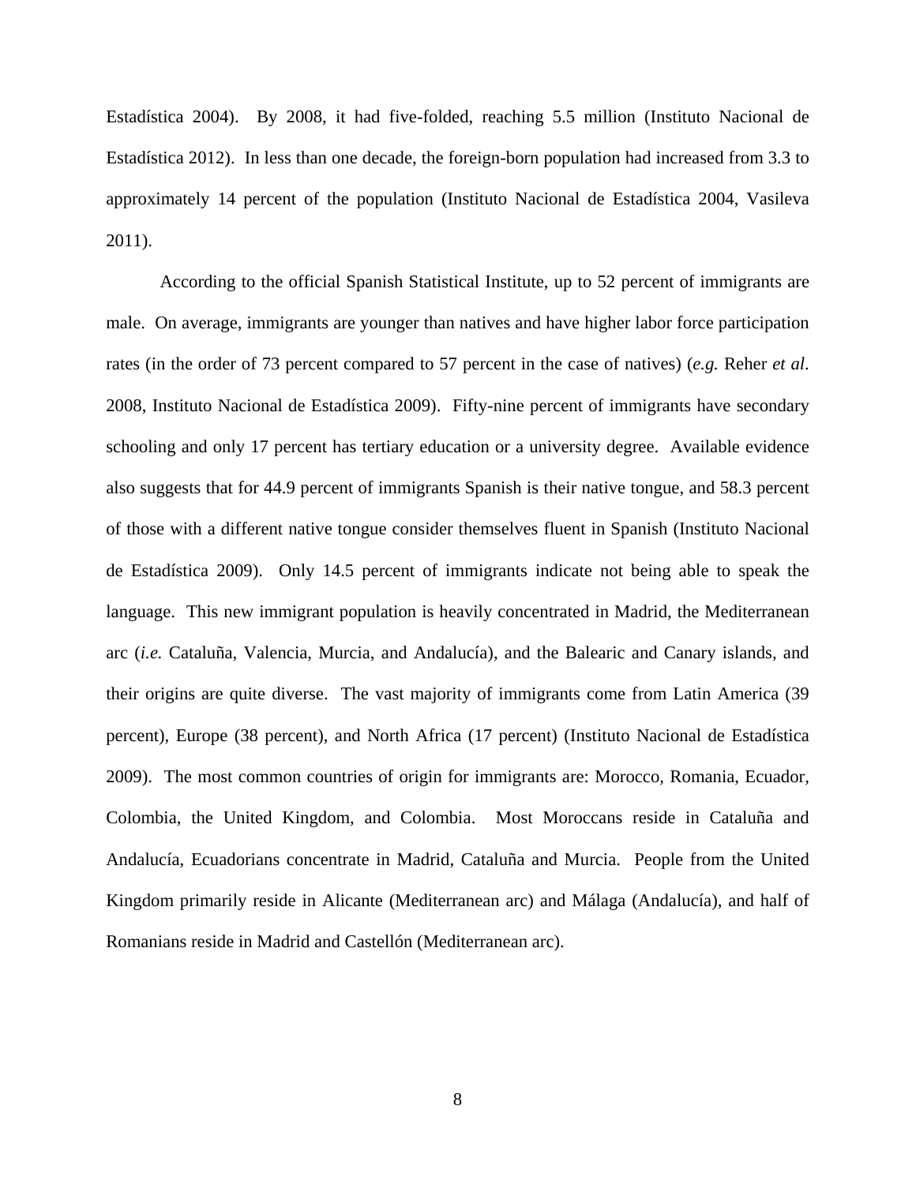Estadística 2004). By 2008, it had five-folded, reaching 5.5 million (Instituto Nacional de Estadística 2012). In less than one decade, the foreign-born population had increased from 3.3 to approximately 14 percent of the population (Instituto Nacional de Estadística 2004, Vasileva 2011).

According to the official Spanish Statistical Institute, up to 52 percent of immigrants are male. On average, immigrants are younger than natives and have higher labor force participation rates (in the order of 73 percent compared to 57 percent in the case of natives) (*e.g.* Reher *et al*. 2008, Instituto Nacional de Estadística 2009). Fifty-nine percent of immigrants have secondary schooling and only 17 percent has tertiary education or a university degree. Available evidence also suggests that for 44.9 percent of immigrants Spanish is their native tongue, and 58.3 percent of those with a different native tongue consider themselves fluent in Spanish (Instituto Nacional de Estadística 2009). Only 14.5 percent of immigrants indicate not being able to speak the language. This new immigrant population is heavily concentrated in Madrid, the Mediterranean arc (*i.e.* Cataluña, Valencia, Murcia, and Andalucía), and the Balearic and Canary islands, and their origins are quite diverse. The vast majority of immigrants come from Latin America (39 percent), Europe (38 percent), and North Africa (17 percent) (Instituto Nacional de Estadística 2009). The most common countries of origin for immigrants are: Morocco, Romania, Ecuador, Colombia, the United Kingdom, and Colombia. Most Moroccans reside in Cataluña and Andalucía, Ecuadorians concentrate in Madrid, Cataluña and Murcia. People from the United Kingdom primarily reside in Alicante (Mediterranean arc) and Málaga (Andalucía), and half of Romanians reside in Madrid and Castellón (Mediterranean arc).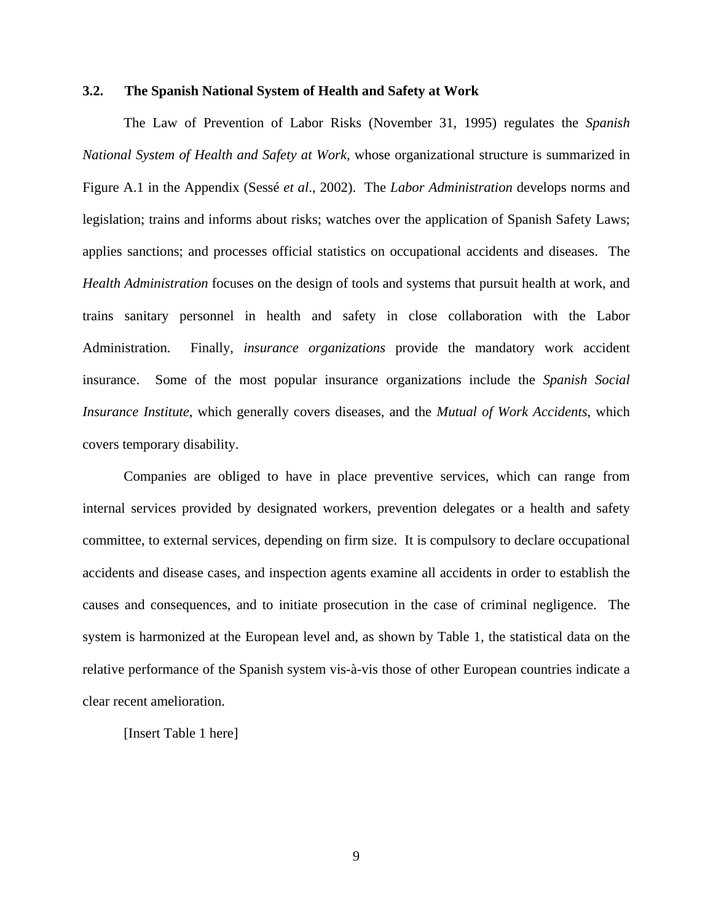### 3.2. The Spanish National System of Health and Safety at Work

The Law of Prevention of Labor Risks (November 31, 1995) regulates the *Spanish National System of Health and Safety at Work*, whose organizational structure is summarized in Figure A.1 in the Appendix (Sessé *et al*., 2002). The *Labor Administration* develops norms and legislation; trains and informs about risks; watches over the application of Spanish Safety Laws; applies sanctions; and processes official statistics on occupational accidents and diseases. The *Health Administration* focuses on the design of tools and systems that pursuit health at work, and trains sanitary personnel in health and safety in close collaboration with the Labor Administration. Finally, *insurance organizations* provide the mandatory work accident insurance. Some of the most popular insurance organizations include the *Spanish Social Insurance Institute*, which generally covers diseases, and the *Mutual of Work Accidents*, which covers temporary disability.

Companies are obliged to have in place preventive services, which can range from internal services provided by designated workers, prevention delegates or a health and safety committee, to external services, depending on firm size. It is compulsory to declare occupational accidents and disease cases, and inspection agents examine all accidents in order to establish the causes and consequences, and to initiate prosecution in the case of criminal negligence. The system is harmonized at the European level and, as shown by Table 1, the statistical data on the relative performance of the Spanish system vis-à-vis those of other European countries indicate a clear recent amelioration.

[Insert Table 1 here]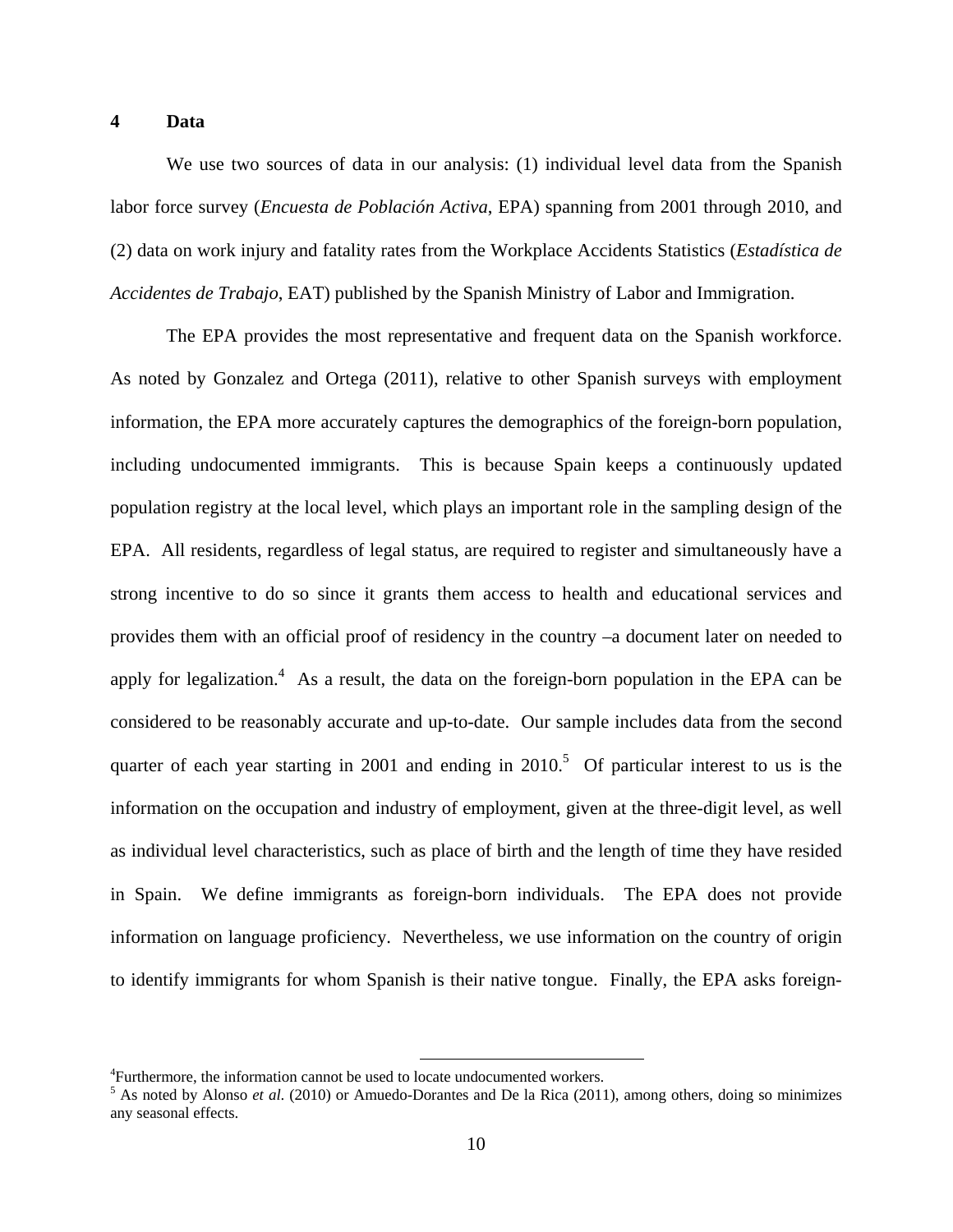# 4 Data

We use two sources of data in our analysis: (1) individual level data from the Spanish labor force survey (*Encuesta de Población Activa*, EPA) spanning from 2001 through 2010, and (2) data on work injury and fatality rates from the Workplace Accidents Statistics (*Estadística de Accidentes de Trabajo*, EAT) published by the Spanish Ministry of Labor and Immigration.

The EPA provides the most representative and frequent data on the Spanish workforce. As noted by Gonzalez and Ortega (2011), relative to other Spanish surveys with employment information, the EPA more accurately captures the demographics of the foreign-born population, including undocumented immigrants. This is because Spain keeps a continuously updated population registry at the local level, which plays an important role in the sampling design of the EPA. All residents, regardless of legal status, are required to register and simultaneously have a strong incentive to do so since it grants them access to health and educational services and provides them with an official proof of residency in the country –a document later on needed to apply for legalization.[4] As a result, the data on the foreign-born population in the EPA can be considered to be reasonably accurate and up-to-date. Our sample includes data from the second quarter of each year starting in 2001 and ending in 2010.[5] Of particular interest to us is the information on the occupation and industry of employment, given at the three-digit level, as well as individual level characteristics, such as place of birth and the length of time they have resided in Spain. We define immigrants as foreign-born individuals. The EPA does not provide information on language proficiency. Nevertheless, we use information on the country of origin to identify immigrants for whom Spanish is their native tongue. Finally, the EPA asks foreign-

[4] Furthermore, the information cannot be used to locate undocumented workers.

[5] As noted by Alonso *et al.* (2010) or Amuedo-Dorantes and De la Rica (2011), among others, doing so minimizes any seasonal effects.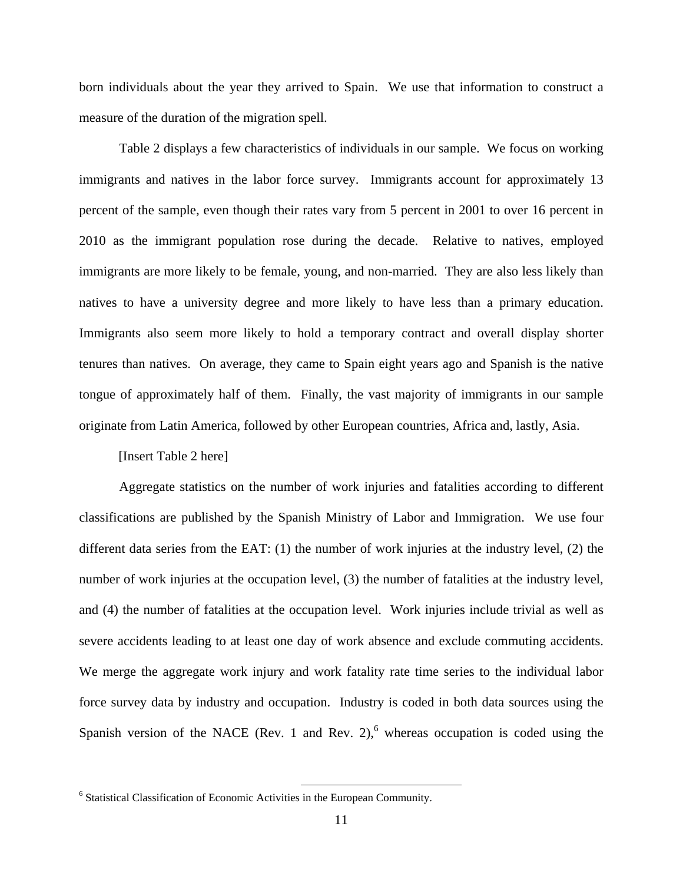born individuals about the year they arrived to Spain. We use that information to construct a measure of the duration of the migration spell.

Table 2 displays a few characteristics of individuals in our sample. We focus on working immigrants and natives in the labor force survey. Immigrants account for approximately 13 percent of the sample, even though their rates vary from 5 percent in 2001 to over 16 percent in 2010 as the immigrant population rose during the decade. Relative to natives, employed immigrants are more likely to be female, young, and non-married. They are also less likely than natives to have a university degree and more likely to have less than a primary education. Immigrants also seem more likely to hold a temporary contract and overall display shorter tenures than natives. On average, they came to Spain eight years ago and Spanish is the native tongue of approximately half of them. Finally, the vast majority of immigrants in our sample originate from Latin America, followed by other European countries, Africa and, lastly, Asia.

[Insert Table 2 here]

Aggregate statistics on the number of work injuries and fatalities according to different classifications are published by the Spanish Ministry of Labor and Immigration. We use four different data series from the EAT: (1) the number of work injuries at the industry level, (2) the number of work injuries at the occupation level, (3) the number of fatalities at the industry level, and (4) the number of fatalities at the occupation level. Work injuries include trivial as well as severe accidents leading to at least one day of work absence and exclude commuting accidents. We merge the aggregate work injury and work fatality rate time series to the individual labor force survey data by industry and occupation. Industry is coded in both data sources using the Spanish version of the NACE (Rev. 1 and Rev. 2),[6] whereas occupation is coded using the

[6] Statistical Classification of Economic Activities in the European Community.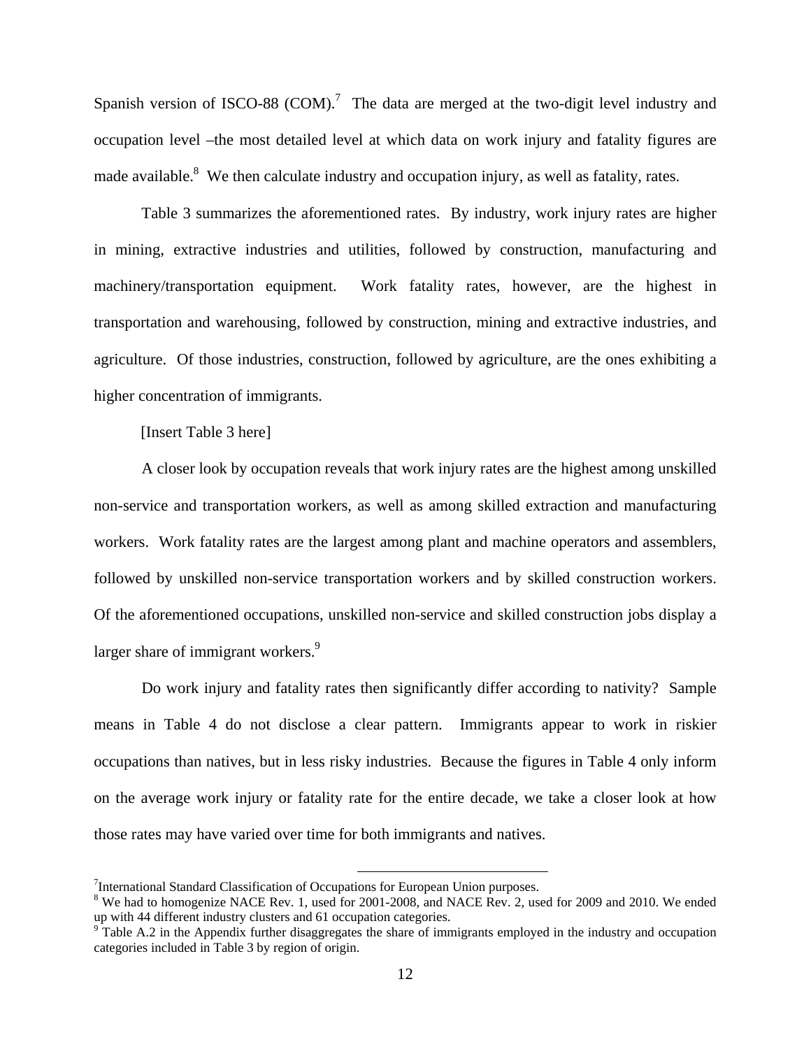Spanish version of ISCO-88 (COM).[7] The data are merged at the two-digit level industry and occupation level –the most detailed level at which data on work injury and fatality figures are made available.[8] We then calculate industry and occupation injury, as well as fatality, rates.

Table 3 summarizes the aforementioned rates. By industry, work injury rates are higher in mining, extractive industries and utilities, followed by construction, manufacturing and machinery/transportation equipment. Work fatality rates, however, are the highest in transportation and warehousing, followed by construction, mining and extractive industries, and agriculture. Of those industries, construction, followed by agriculture, are the ones exhibiting a higher concentration of immigrants.

[Insert Table 3 here]

A closer look by occupation reveals that work injury rates are the highest among unskilled non-service and transportation workers, as well as among skilled extraction and manufacturing workers. Work fatality rates are the largest among plant and machine operators and assemblers, followed by unskilled non-service transportation workers and by skilled construction workers. Of the aforementioned occupations, unskilled non-service and skilled construction jobs display a larger share of immigrant workers.[9]

Do work injury and fatality rates then significantly differ according to nativity? Sample means in Table 4 do not disclose a clear pattern. Immigrants appear to work in riskier occupations than natives, but in less risky industries. Because the figures in Table 4 only inform on the average work injury or fatality rate for the entire decade, we take a closer look at how those rates may have varied over time for both immigrants and natives.

---

[7] International Standard Classification of Occupations for European Union purposes.

[8] We had to homogenize NACE Rev. 1, used for 2001-2008, and NACE Rev. 2, used for 2009 and 2010. We ended up with 44 different industry clusters and 61 occupation categories.

[9] Table A.2 in the Appendix further disaggregates the share of immigrants employed in the industry and occupation categories included in Table 3 by region of origin.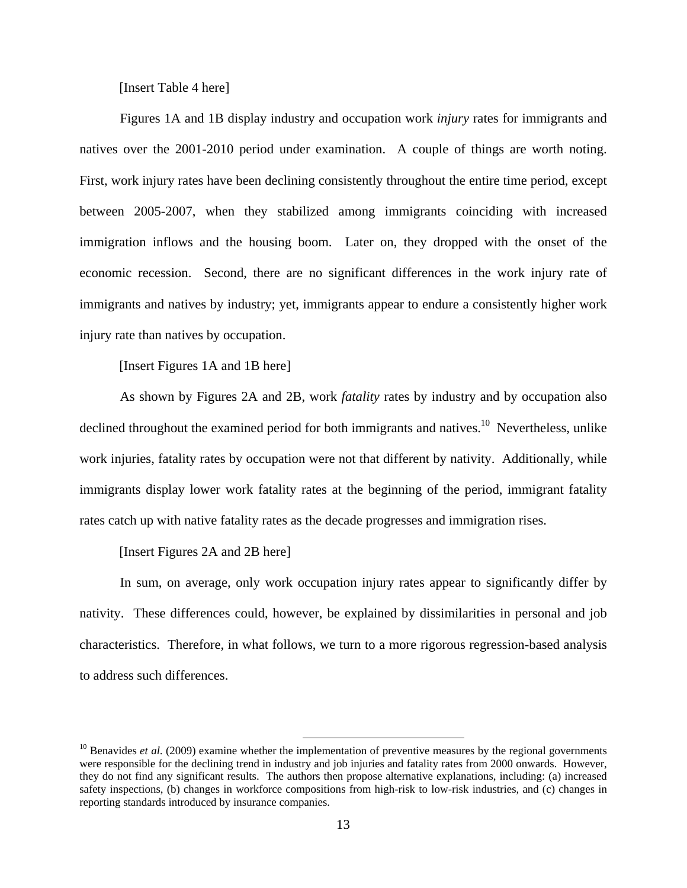[Insert Table 4 here]

Figures 1A and 1B display industry and occupation work *injury* rates for immigrants and natives over the 2001-2010 period under examination. A couple of things are worth noting. First, work injury rates have been declining consistently throughout the entire time period, except between 2005-2007, when they stabilized among immigrants coinciding with increased immigration inflows and the housing boom. Later on, they dropped with the onset of the economic recession. Second, there are no significant differences in the work injury rate of immigrants and natives by industry; yet, immigrants appear to endure a consistently higher work injury rate than natives by occupation.

[Insert Figures 1A and 1B here]

As shown by Figures 2A and 2B, work *fatality* rates by industry and by occupation also declined throughout the examined period for both immigrants and natives.[10] Nevertheless, unlike work injuries, fatality rates by occupation were not that different by nativity. Additionally, while immigrants display lower work fatality rates at the beginning of the period, immigrant fatality rates catch up with native fatality rates as the decade progresses and immigration rises.

[Insert Figures 2A and 2B here]

In sum, on average, only work occupation injury rates appear to significantly differ by nativity. These differences could, however, be explained by dissimilarities in personal and job characteristics. Therefore, in what follows, we turn to a more rigorous regression-based analysis to address such differences.

---

[10] Benavides *et al.* (2009) examine whether the implementation of preventive measures by the regional governments were responsible for the declining trend in industry and job injuries and fatality rates from 2000 onwards. However, they do not find any significant results. The authors then propose alternative explanations, including: (a) increased safety inspections, (b) changes in workforce compositions from high-risk to low-risk industries, and (c) changes in reporting standards introduced by insurance companies.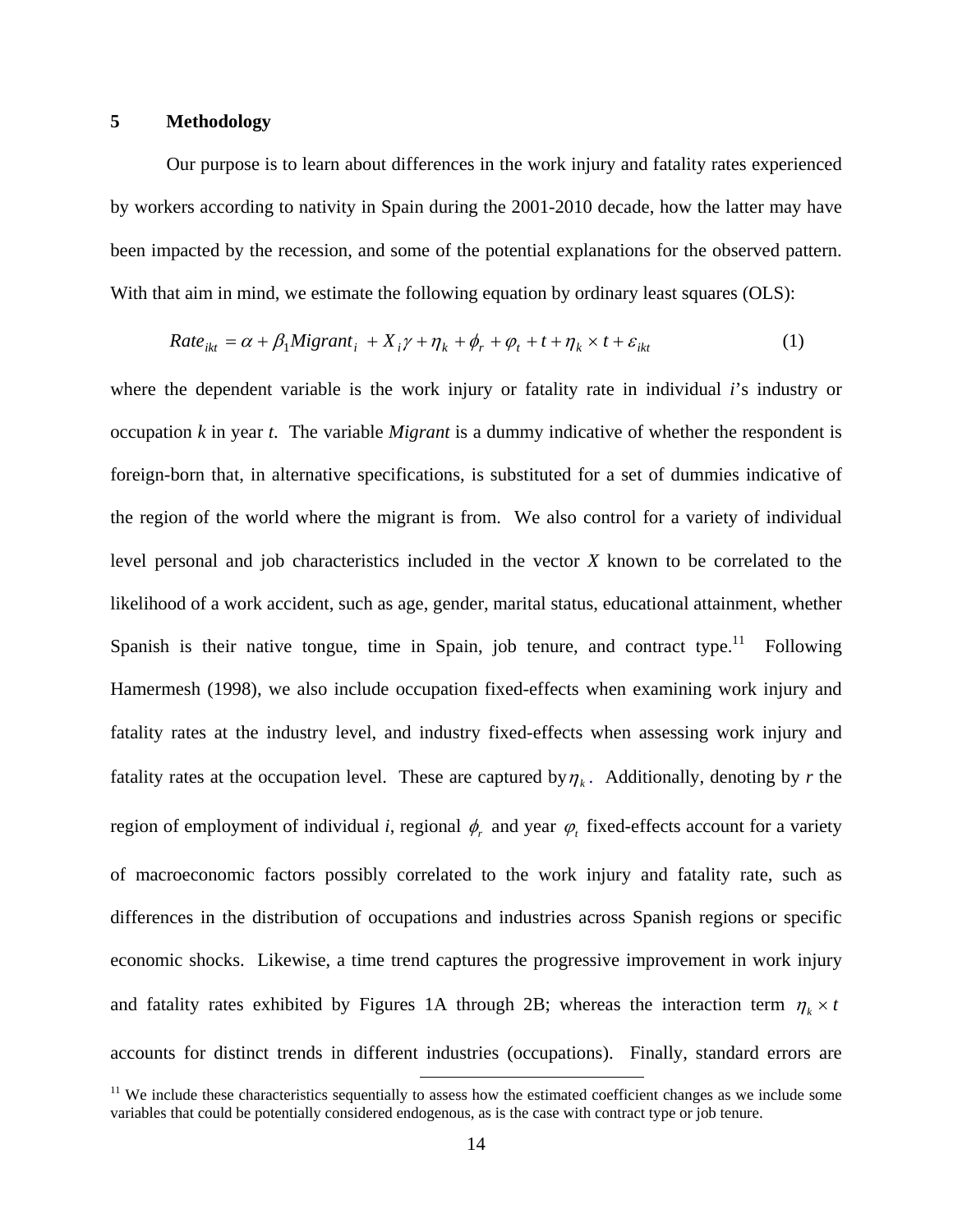## 5 Methodology

Our purpose is to learn about differences in the work injury and fatality rates experienced by workers according to nativity in Spain during the 2001-2010 decade, how the latter may have been impacted by the recession, and some of the potential explanations for the observed pattern. With that aim in mind, we estimate the following equation by ordinary least squares (OLS):

$$Rate_{ikt} = \alpha + \beta_1 Migrant_i + X_i\gamma + \eta_k + \phi_r + \varphi_t + t + \eta_k \times t + \varepsilon_{ikt} \tag{1}$$

where the dependent variable is the work injury or fatality rate in individual *i*'s industry or occupation *k* in year *t*. The variable *Migrant* is a dummy indicative of whether the respondent is foreign-born that, in alternative specifications, is substituted for a set of dummies indicative of the region of the world where the migrant is from. We also control for a variety of individual level personal and job characteristics included in the vector *X* known to be correlated to the likelihood of a work accident, such as age, gender, marital status, educational attainment, whether Spanish is their native tongue, time in Spain, job tenure, and contract type.[11] Following Hamermesh (1998), we also include occupation fixed-effects when examining work injury and fatality rates at the industry level, and industry fixed-effects when assessing work injury and fatality rates at the occupation level. These are captured by $\eta_k$. Additionally, denoting by *r* the region of employment of individual *i*, regional $\phi_r$ and year $\varphi_t$ fixed-effects account for a variety of macroeconomic factors possibly correlated to the work injury and fatality rate, such as differences in the distribution of occupations and industries across Spanish regions or specific economic shocks. Likewise, a time trend captures the progressive improvement in work injury and fatality rates exhibited by Figures 1A through 2B; whereas the interaction term $\eta_k \times t$ accounts for distinct trends in different industries (occupations). Finally, standard errors are

[11] We include these characteristics sequentially to assess how the estimated coefficient changes as we include some variables that could be potentially considered endogenous, as is the case with contract type or job tenure.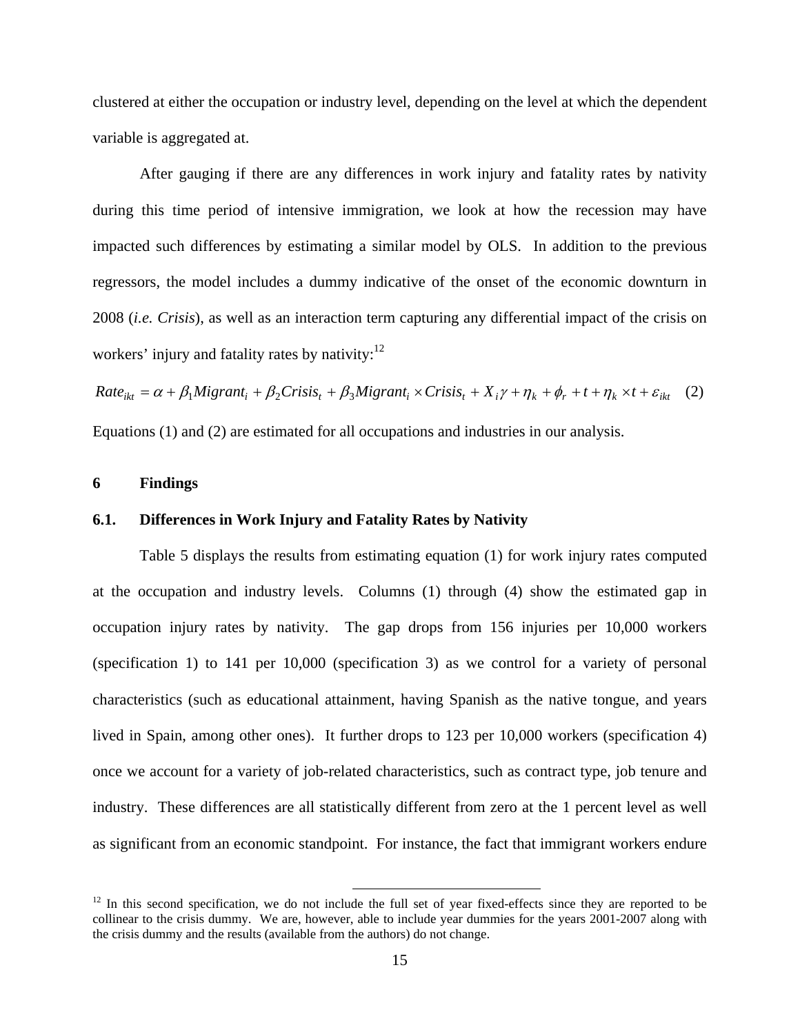clustered at either the occupation or industry level, depending on the level at which the dependent variable is aggregated at.

After gauging if there are any differences in work injury and fatality rates by nativity during this time period of intensive immigration, we look at how the recession may have impacted such differences by estimating a similar model by OLS. In addition to the previous regressors, the model includes a dummy indicative of the onset of the economic downturn in 2008 (*i.e. Crisis*), as well as an interaction term capturing any differential impact of the crisis on workers' injury and fatality rates by nativity:[12]

$$Rate_{ikt} = \alpha + \beta_1 Migrant_i + \beta_2 Crisis_t + \beta_3 Migrant_i \times Crisis_t + X_i\gamma + \eta_k + \phi_r + t + \eta_k \times t + \varepsilon_{ikt} \quad (2)$$

Equations (1) and (2) are estimated for all occupations and industries in our analysis.

## 6 Findings

### 6.1. Differences in Work Injury and Fatality Rates by Nativity

Table 5 displays the results from estimating equation (1) for work injury rates computed at the occupation and industry levels. Columns (1) through (4) show the estimated gap in occupation injury rates by nativity. The gap drops from 156 injuries per 10,000 workers (specification 1) to 141 per 10,000 (specification 3) as we control for a variety of personal characteristics (such as educational attainment, having Spanish as the native tongue, and years lived in Spain, among other ones). It further drops to 123 per 10,000 workers (specification 4) once we account for a variety of job-related characteristics, such as contract type, job tenure and industry. These differences are all statistically different from zero at the 1 percent level as well as significant from an economic standpoint. For instance, the fact that immigrant workers endure

[12] In this second specification, we do not include the full set of year fixed-effects since they are reported to be collinear to the crisis dummy. We are, however, able to include year dummies for the years 2001-2007 along with the crisis dummy and the results (available from the authors) do not change.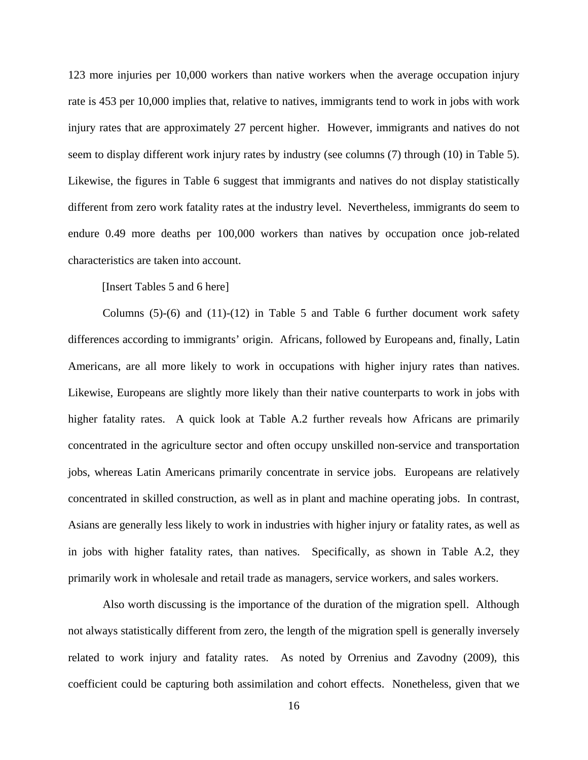123 more injuries per 10,000 workers than native workers when the average occupation injury rate is 453 per 10,000 implies that, relative to natives, immigrants tend to work in jobs with work injury rates that are approximately 27 percent higher. However, immigrants and natives do not seem to display different work injury rates by industry (see columns (7) through (10) in Table 5). Likewise, the figures in Table 6 suggest that immigrants and natives do not display statistically different from zero work fatality rates at the industry level. Nevertheless, immigrants do seem to endure 0.49 more deaths per 100,000 workers than natives by occupation once job-related characteristics are taken into account.

[Insert Tables 5 and 6 here]

Columns (5)-(6) and (11)-(12) in Table 5 and Table 6 further document work safety differences according to immigrants' origin. Africans, followed by Europeans and, finally, Latin Americans, are all more likely to work in occupations with higher injury rates than natives. Likewise, Europeans are slightly more likely than their native counterparts to work in jobs with higher fatality rates. A quick look at Table A.2 further reveals how Africans are primarily concentrated in the agriculture sector and often occupy unskilled non-service and transportation jobs, whereas Latin Americans primarily concentrate in service jobs. Europeans are relatively concentrated in skilled construction, as well as in plant and machine operating jobs. In contrast, Asians are generally less likely to work in industries with higher injury or fatality rates, as well as in jobs with higher fatality rates, than natives. Specifically, as shown in Table A.2, they primarily work in wholesale and retail trade as managers, service workers, and sales workers.

Also worth discussing is the importance of the duration of the migration spell. Although not always statistically different from zero, the length of the migration spell is generally inversely related to work injury and fatality rates. As noted by Orrenius and Zavodny (2009), this coefficient could be capturing both assimilation and cohort effects. Nonetheless, given that we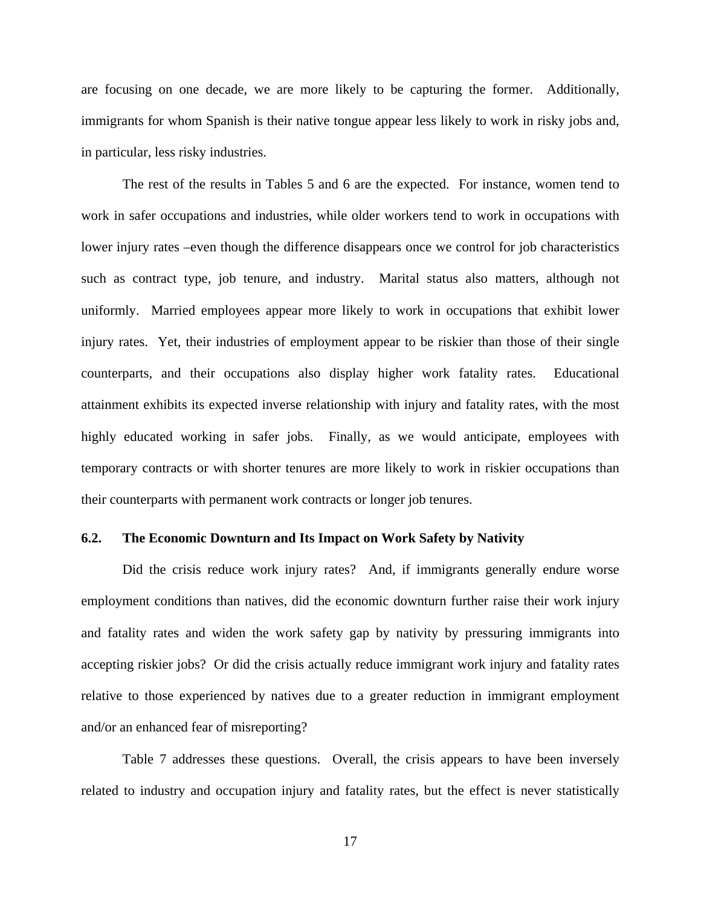are focusing on one decade, we are more likely to be capturing the former. Additionally, immigrants for whom Spanish is their native tongue appear less likely to work in risky jobs and, in particular, less risky industries.

The rest of the results in Tables 5 and 6 are the expected. For instance, women tend to work in safer occupations and industries, while older workers tend to work in occupations with lower injury rates –even though the difference disappears once we control for job characteristics such as contract type, job tenure, and industry. Marital status also matters, although not uniformly. Married employees appear more likely to work in occupations that exhibit lower injury rates. Yet, their industries of employment appear to be riskier than those of their single counterparts, and their occupations also display higher work fatality rates. Educational attainment exhibits its expected inverse relationship with injury and fatality rates, with the most highly educated working in safer jobs. Finally, as we would anticipate, employees with temporary contracts or with shorter tenures are more likely to work in riskier occupations than their counterparts with permanent work contracts or longer job tenures.

### 6.2. The Economic Downturn and Its Impact on Work Safety by Nativity

Did the crisis reduce work injury rates? And, if immigrants generally endure worse employment conditions than natives, did the economic downturn further raise their work injury and fatality rates and widen the work safety gap by nativity by pressuring immigrants into accepting riskier jobs? Or did the crisis actually reduce immigrant work injury and fatality rates relative to those experienced by natives due to a greater reduction in immigrant employment and/or an enhanced fear of misreporting?

Table 7 addresses these questions. Overall, the crisis appears to have been inversely related to industry and occupation injury and fatality rates, but the effect is never statistically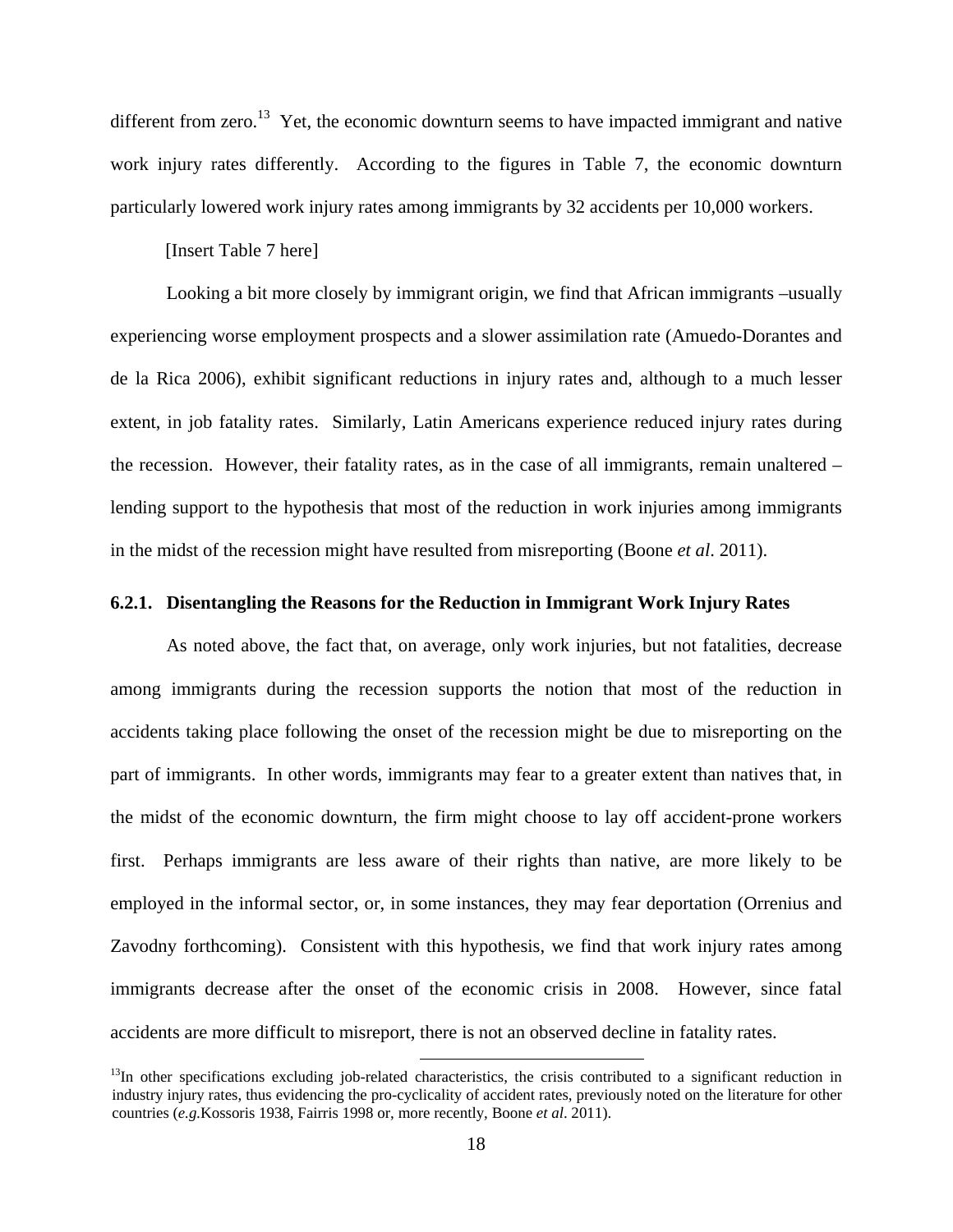different from zero.[13] Yet, the economic downturn seems to have impacted immigrant and native work injury rates differently. According to the figures in Table 7, the economic downturn particularly lowered work injury rates among immigrants by 32 accidents per 10,000 workers.

[Insert Table 7 here]

Looking a bit more closely by immigrant origin, we find that African immigrants –usually experiencing worse employment prospects and a slower assimilation rate (Amuedo-Dorantes and de la Rica 2006), exhibit significant reductions in injury rates and, although to a much lesser extent, in job fatality rates. Similarly, Latin Americans experience reduced injury rates during the recession. However, their fatality rates, as in the case of all immigrants, remain unaltered – lending support to the hypothesis that most of the reduction in work injuries among immigrants in the midst of the recession might have resulted from misreporting (Boone *et al*. 2011).

### 6.2.1. Disentangling the Reasons for the Reduction in Immigrant Work Injury Rates

As noted above, the fact that, on average, only work injuries, but not fatalities, decrease among immigrants during the recession supports the notion that most of the reduction in accidents taking place following the onset of the recession might be due to misreporting on the part of immigrants. In other words, immigrants may fear to a greater extent than natives that, in the midst of the economic downturn, the firm might choose to lay off accident-prone workers first. Perhaps immigrants are less aware of their rights than native, are more likely to be employed in the informal sector, or, in some instances, they may fear deportation (Orrenius and Zavodny forthcoming). Consistent with this hypothesis, we find that work injury rates among immigrants decrease after the onset of the economic crisis in 2008. However, since fatal accidents are more difficult to misreport, there is not an observed decline in fatality rates.

[13]In other specifications excluding job-related characteristics, the crisis contributed to a significant reduction in industry injury rates, thus evidencing the pro-cyclicality of accident rates, previously noted on the literature for other countries (*e.g.*Kossoris 1938, Fairris 1998 or, more recently, Boone *et al*. 2011).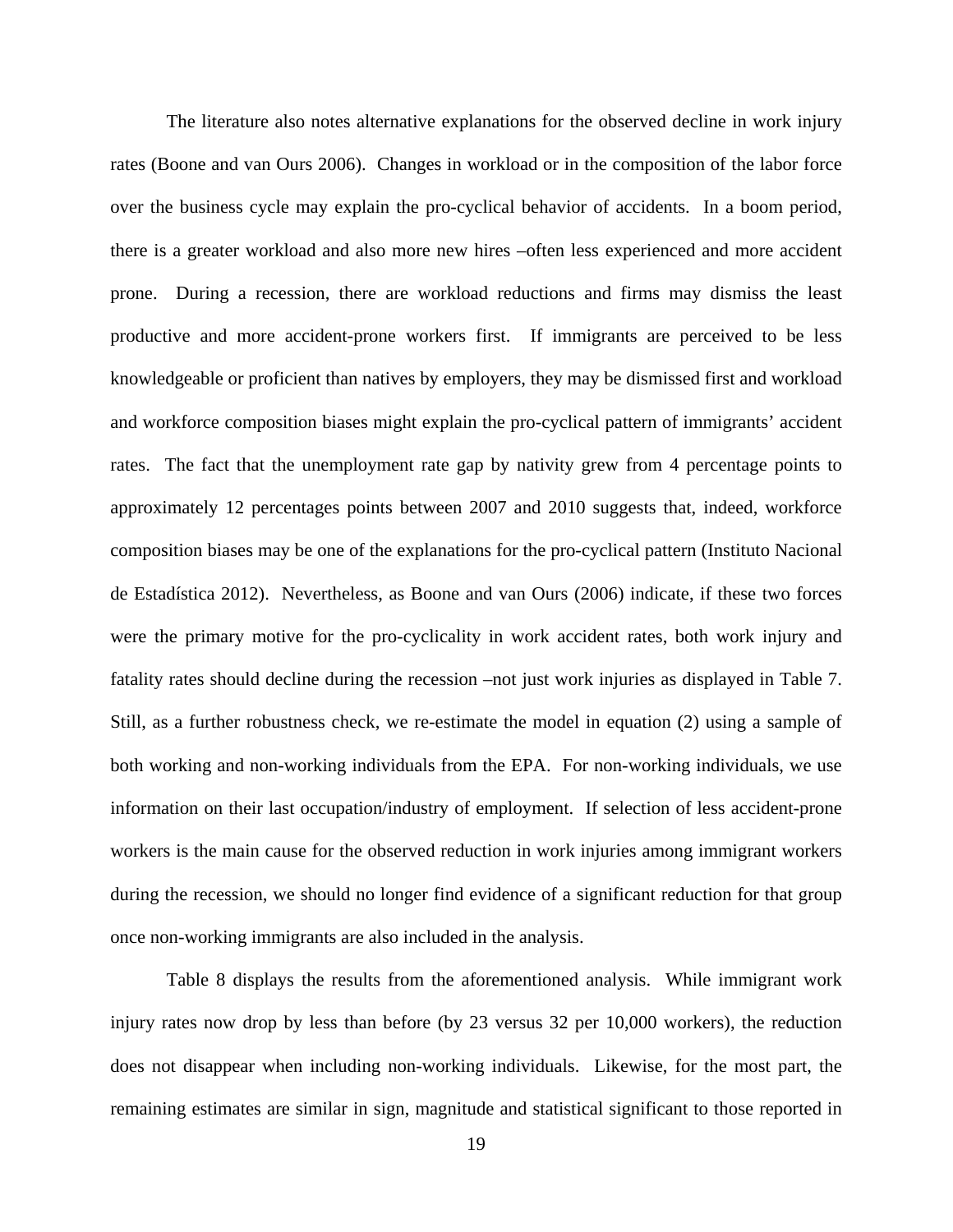The literature also notes alternative explanations for the observed decline in work injury rates (Boone and van Ours 2006). Changes in workload or in the composition of the labor force over the business cycle may explain the pro-cyclical behavior of accidents. In a boom period, there is a greater workload and also more new hires –often less experienced and more accident prone. During a recession, there are workload reductions and firms may dismiss the least productive and more accident-prone workers first. If immigrants are perceived to be less knowledgeable or proficient than natives by employers, they may be dismissed first and workload and workforce composition biases might explain the pro-cyclical pattern of immigrants' accident rates. The fact that the unemployment rate gap by nativity grew from 4 percentage points to approximately 12 percentages points between 2007 and 2010 suggests that, indeed, workforce composition biases may be one of the explanations for the pro-cyclical pattern (Instituto Nacional de Estadística 2012). Nevertheless, as Boone and van Ours (2006) indicate, if these two forces were the primary motive for the pro-cyclicality in work accident rates, both work injury and fatality rates should decline during the recession –not just work injuries as displayed in Table 7. Still, as a further robustness check, we re-estimate the model in equation (2) using a sample of both working and non-working individuals from the EPA. For non-working individuals, we use information on their last occupation/industry of employment. If selection of less accident-prone workers is the main cause for the observed reduction in work injuries among immigrant workers during the recession, we should no longer find evidence of a significant reduction for that group once non-working immigrants are also included in the analysis.

Table 8 displays the results from the aforementioned analysis. While immigrant work injury rates now drop by less than before (by 23 versus 32 per 10,000 workers), the reduction does not disappear when including non-working individuals. Likewise, for the most part, the remaining estimates are similar in sign, magnitude and statistical significant to those reported in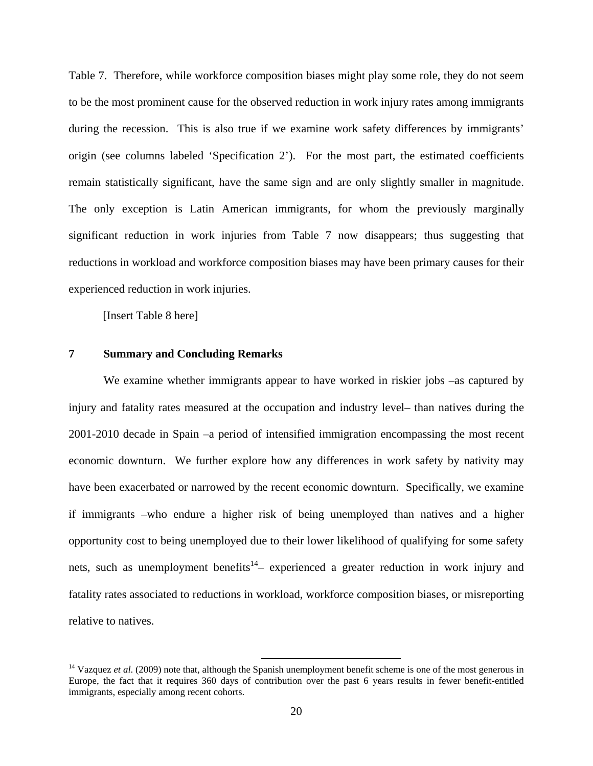Table 7. Therefore, while workforce composition biases might play some role, they do not seem to be the most prominent cause for the observed reduction in work injury rates among immigrants during the recession. This is also true if we examine work safety differences by immigrants' origin (see columns labeled 'Specification 2'). For the most part, the estimated coefficients remain statistically significant, have the same sign and are only slightly smaller in magnitude. The only exception is Latin American immigrants, for whom the previously marginally significant reduction in work injuries from Table 7 now disappears; thus suggesting that reductions in workload and workforce composition biases may have been primary causes for their experienced reduction in work injuries.

[Insert Table 8 here]

## 7 Summary and Concluding Remarks

We examine whether immigrants appear to have worked in riskier jobs –as captured by injury and fatality rates measured at the occupation and industry level– than natives during the 2001-2010 decade in Spain –a period of intensified immigration encompassing the most recent economic downturn. We further explore how any differences in work safety by nativity may have been exacerbated or narrowed by the recent economic downturn. Specifically, we examine if immigrants –who endure a higher risk of being unemployed than natives and a higher opportunity cost to being unemployed due to their lower likelihood of qualifying for some safety nets, such as unemployment benefits[14]– experienced a greater reduction in work injury and fatality rates associated to reductions in workload, workforce composition biases, or misreporting relative to natives.

[14] Vazquez *et al.* (2009) note that, although the Spanish unemployment benefit scheme is one of the most generous in Europe, the fact that it requires 360 days of contribution over the past 6 years results in fewer benefit-entitled immigrants, especially among recent cohorts.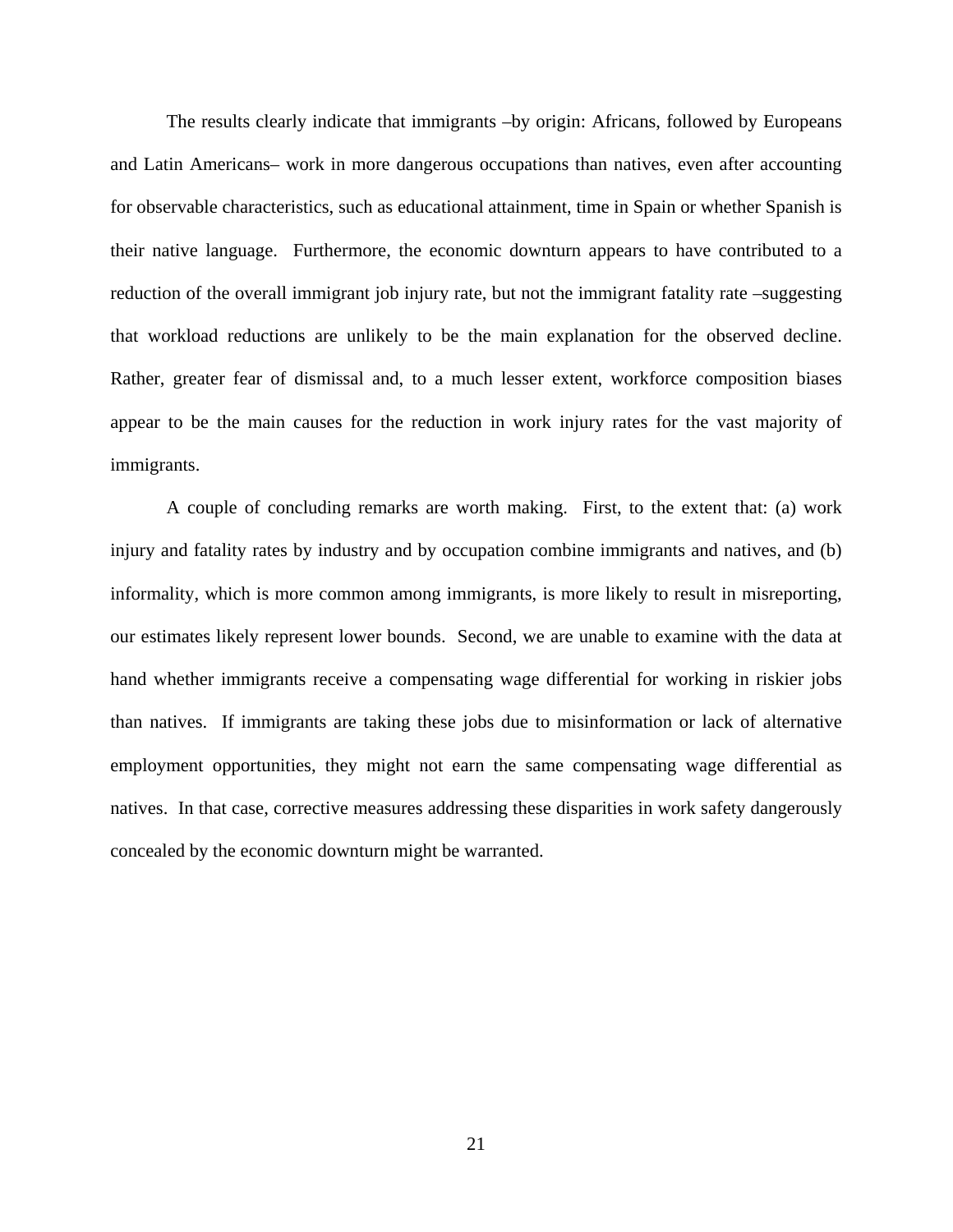The results clearly indicate that immigrants –by origin: Africans, followed by Europeans and Latin Americans– work in more dangerous occupations than natives, even after accounting for observable characteristics, such as educational attainment, time in Spain or whether Spanish is their native language. Furthermore, the economic downturn appears to have contributed to a reduction of the overall immigrant job injury rate, but not the immigrant fatality rate –suggesting that workload reductions are unlikely to be the main explanation for the observed decline. Rather, greater fear of dismissal and, to a much lesser extent, workforce composition biases appear to be the main causes for the reduction in work injury rates for the vast majority of immigrants.

A couple of concluding remarks are worth making. First, to the extent that: (a) work injury and fatality rates by industry and by occupation combine immigrants and natives, and (b) informality, which is more common among immigrants, is more likely to result in misreporting, our estimates likely represent lower bounds. Second, we are unable to examine with the data at hand whether immigrants receive a compensating wage differential for working in riskier jobs than natives. If immigrants are taking these jobs due to misinformation or lack of alternative employment opportunities, they might not earn the same compensating wage differential as natives. In that case, corrective measures addressing these disparities in work safety dangerously concealed by the economic downturn might be warranted.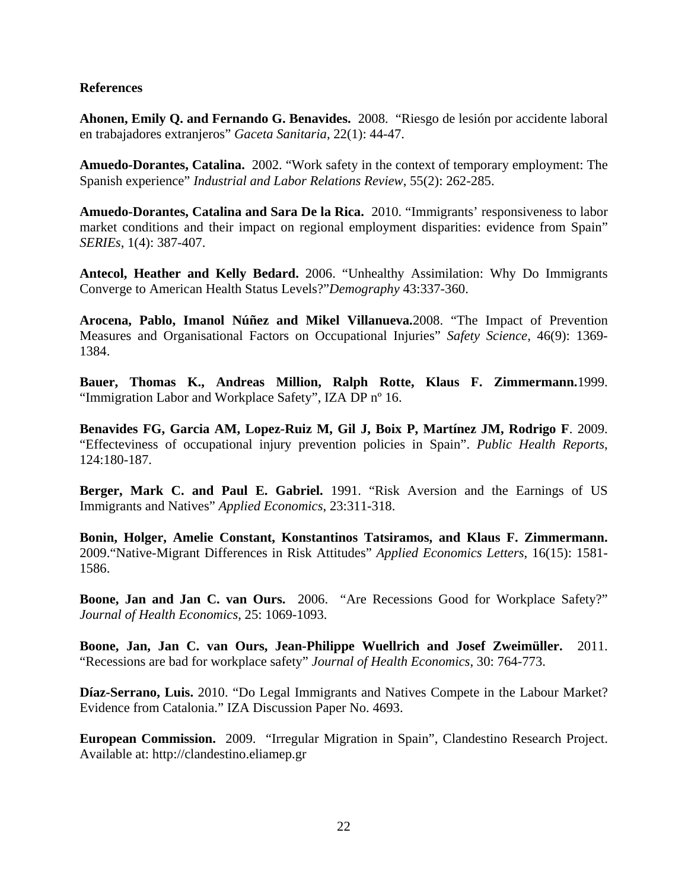## References

**Ahonen, Emily Q. and Fernando G. Benavides.** 2008. "Riesgo de lesión por accidente laboral en trabajadores extranjeros" *Gaceta Sanitaria*, 22(1): 44-47.

**Amuedo-Dorantes, Catalina.** 2002. "Work safety in the context of temporary employment: The Spanish experience" *Industrial and Labor Relations Review*, 55(2): 262-285.

**Amuedo-Dorantes, Catalina and Sara De la Rica.** 2010. "Immigrants' responsiveness to labor market conditions and their impact on regional employment disparities: evidence from Spain" *SERIEs*, 1(4): 387-407.

**Antecol, Heather and Kelly Bedard.** 2006. "Unhealthy Assimilation: Why Do Immigrants Converge to American Health Status Levels?"*Demography* 43:337-360.

**Arocena, Pablo, Imanol Núñez and Mikel Villanueva.**2008. "The Impact of Prevention Measures and Organisational Factors on Occupational Injuries" *Safety Science*, 46(9): 1369-1384.

**Bauer, Thomas K., Andreas Million, Ralph Rotte, Klaus F. Zimmermann.**1999. "Immigration Labor and Workplace Safety", IZA DP nº 16.

**Benavides FG, Garcia AM, Lopez-Ruiz M, Gil J, Boix P, Martínez JM, Rodrigo F**. 2009. "Effecteviness of occupational injury prevention policies in Spain". *Public Health Reports*, 124:180-187.

**Berger, Mark C. and Paul E. Gabriel.** 1991. "Risk Aversion and the Earnings of US Immigrants and Natives" *Applied Economics*, 23:311-318.

**Bonin, Holger, Amelie Constant, Konstantinos Tatsiramos, and Klaus F. Zimmermann.** 2009."Native-Migrant Differences in Risk Attitudes" *Applied Economics Letters*, 16(15): 1581-1586.

**Boone, Jan and Jan C. van Ours.** 2006. "Are Recessions Good for Workplace Safety?" *Journal of Health Economics*, 25: 1069-1093.

**Boone, Jan, Jan C. van Ours, Jean-Philippe Wuellrich and Josef Zweimüller.** 2011. "Recessions are bad for workplace safety" *Journal of Health Economics*, 30: 764-773.

**Díaz-Serrano, Luis.** 2010. "Do Legal Immigrants and Natives Compete in the Labour Market? Evidence from Catalonia." IZA Discussion Paper No. 4693.

**European Commission.** 2009. "Irregular Migration in Spain", Clandestino Research Project. Available at: http://clandestino.eliamep.gr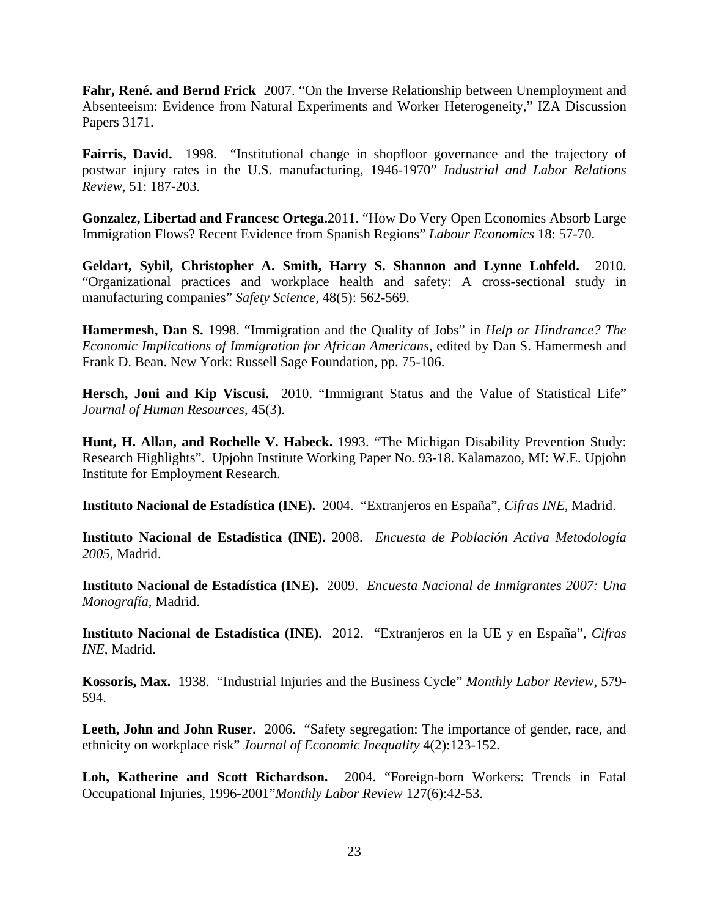**Fahr, René. and Bernd Frick** 2007. "On the Inverse Relationship between Unemployment and Absenteeism: Evidence from Natural Experiments and Worker Heterogeneity," IZA Discussion Papers 3171.

**Fairris, David.** 1998. "Institutional change in shopfloor governance and the trajectory of postwar injury rates in the U.S. manufacturing, 1946-1970" *Industrial and Labor Relations Review*, 51: 187-203.

**Gonzalez, Libertad and Francesc Ortega.**2011. "How Do Very Open Economies Absorb Large Immigration Flows? Recent Evidence from Spanish Regions" *Labour Economics* 18: 57-70.

**Geldart, Sybil, Christopher A. Smith, Harry S. Shannon and Lynne Lohfeld.** 2010. "Organizational practices and workplace health and safety: A cross-sectional study in manufacturing companies" *Safety Science*, 48(5): 562-569.

**Hamermesh, Dan S.** 1998. "Immigration and the Quality of Jobs" in *Help or Hindrance? The Economic Implications of Immigration for African Americans*, edited by Dan S. Hamermesh and Frank D. Bean. New York: Russell Sage Foundation, pp. 75-106.

**Hersch, Joni and Kip Viscusi.** 2010. "Immigrant Status and the Value of Statistical Life" *Journal of Human Resources*, 45(3).

**Hunt, H. Allan, and Rochelle V. Habeck.** 1993. "The Michigan Disability Prevention Study: Research Highlights". Upjohn Institute Working Paper No. 93-18. Kalamazoo, MI: W.E. Upjohn Institute for Employment Research.

**Instituto Nacional de Estadística (INE).** 2004. "Extranjeros en España", *Cifras INE*, Madrid.

**Instituto Nacional de Estadística (INE).** 2008. *Encuesta de Población Activa Metodología 2005*, Madrid.

**Instituto Nacional de Estadística (INE).** 2009. *Encuesta Nacional de Inmigrantes 2007: Una Monografía,* Madrid.

**Instituto Nacional de Estadística (INE).** 2012. "Extranjeros en la UE y en España", *Cifras INE*, Madrid.

**Kossoris, Max.** 1938. "Industrial Injuries and the Business Cycle" *Monthly Labor Review*, 579-594.

**Leeth, John and John Ruser.** 2006. "Safety segregation: The importance of gender, race, and ethnicity on workplace risk" *Journal of Economic Inequality* 4(2):123-152.

**Loh, Katherine and Scott Richardson.** 2004. "Foreign-born Workers: Trends in Fatal Occupational Injuries, 1996-2001"*Monthly Labor Review* 127(6):42-53.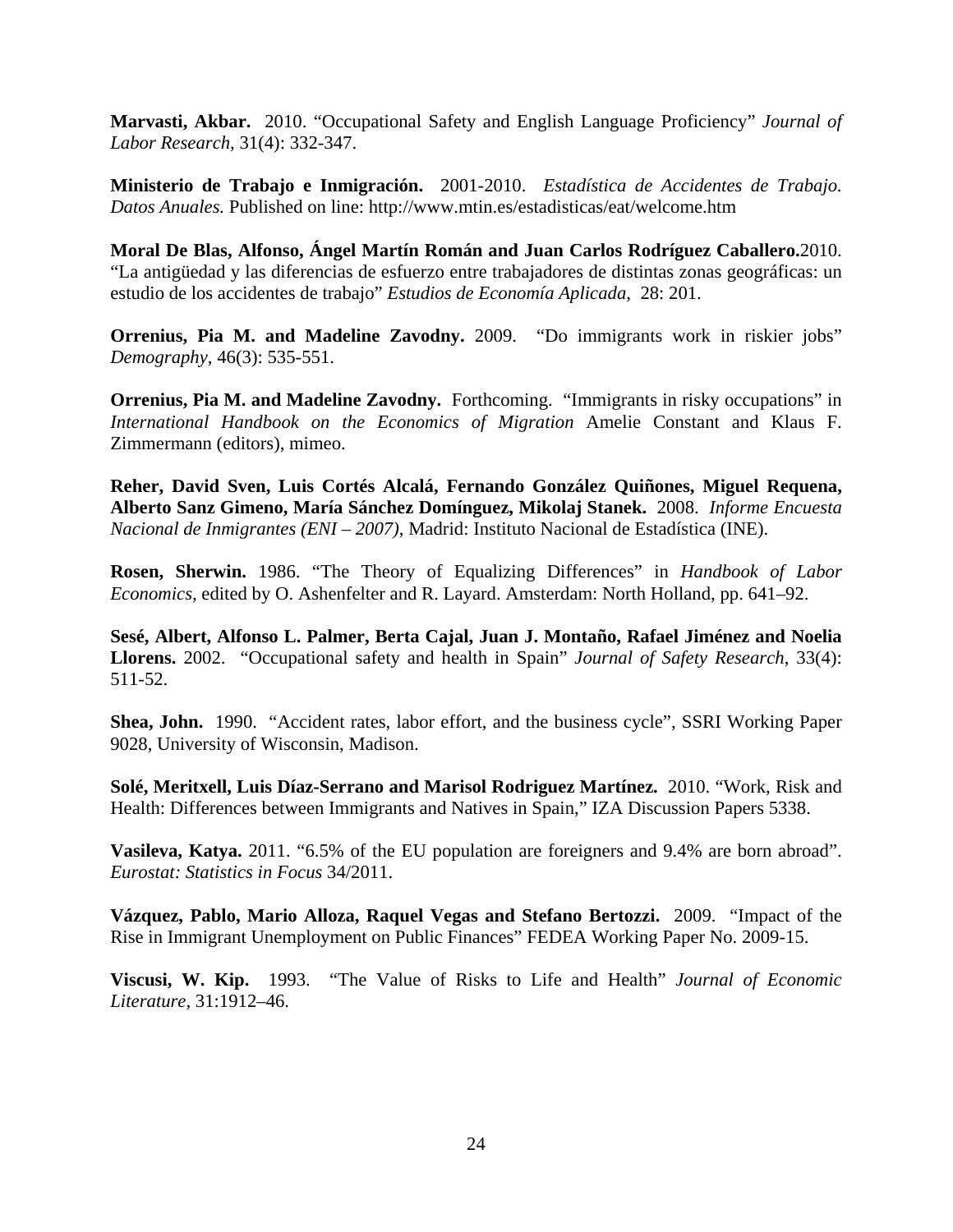**Marvasti, Akbar.** 2010. "Occupational Safety and English Language Proficiency" *Journal of Labor Research*, 31(4): 332-347.

**Ministerio de Trabajo e Inmigración.** 2001-2010. *Estadística de Accidentes de Trabajo. Datos Anuales.* Published on line: http://www.mtin.es/estadisticas/eat/welcome.htm

**Moral De Blas, Alfonso, Ángel Martín Román and Juan Carlos Rodríguez Caballero.**2010. "La antigüedad y las diferencias de esfuerzo entre trabajadores de distintas zonas geográficas: un estudio de los accidentes de trabajo" *Estudios de Economía Aplicada*, 28: 201.

**Orrenius, Pia M. and Madeline Zavodny.** 2009. "Do immigrants work in riskier jobs" *Demography*, 46(3): 535-551.

**Orrenius, Pia M. and Madeline Zavodny.** Forthcoming. "Immigrants in risky occupations" in *International Handbook on the Economics of Migration* Amelie Constant and Klaus F. Zimmermann (editors), mimeo.

**Reher, David Sven, Luis Cortés Alcalá, Fernando González Quiñones, Miguel Requena, Alberto Sanz Gimeno, María Sánchez Domínguez, Mikolaj Stanek.** 2008. *Informe Encuesta Nacional de Inmigrantes (ENI – 2007)*, Madrid: Instituto Nacional de Estadística (INE).

**Rosen, Sherwin.** 1986. "The Theory of Equalizing Differences" in *Handbook of Labor Economics*, edited by O. Ashenfelter and R. Layard. Amsterdam: North Holland, pp. 641–92.

**Sesé, Albert, Alfonso L. Palmer, Berta Cajal, Juan J. Montaño, Rafael Jiménez and Noelia Llorens.** 2002. "Occupational safety and health in Spain" *Journal of Safety Research*, 33(4): 511-52.

**Shea, John.** 1990. "Accident rates, labor effort, and the business cycle", SSRI Working Paper 9028, University of Wisconsin, Madison.

**Solé, Meritxell, Luis Díaz-Serrano and Marisol Rodriguez Martínez.** 2010. "Work, Risk and Health: Differences between Immigrants and Natives in Spain," IZA Discussion Papers 5338.

**Vasileva, Katya.** 2011. "6.5% of the EU population are foreigners and 9.4% are born abroad". *Eurostat: Statistics in Focus* 34/2011.

**Vázquez, Pablo, Mario Alloza, Raquel Vegas and Stefano Bertozzi.** 2009. "Impact of the Rise in Immigrant Unemployment on Public Finances" FEDEA Working Paper No. 2009-15.

**Viscusi, W. Kip.** 1993. "The Value of Risks to Life and Health" *Journal of Economic Literature*, 31:1912–46.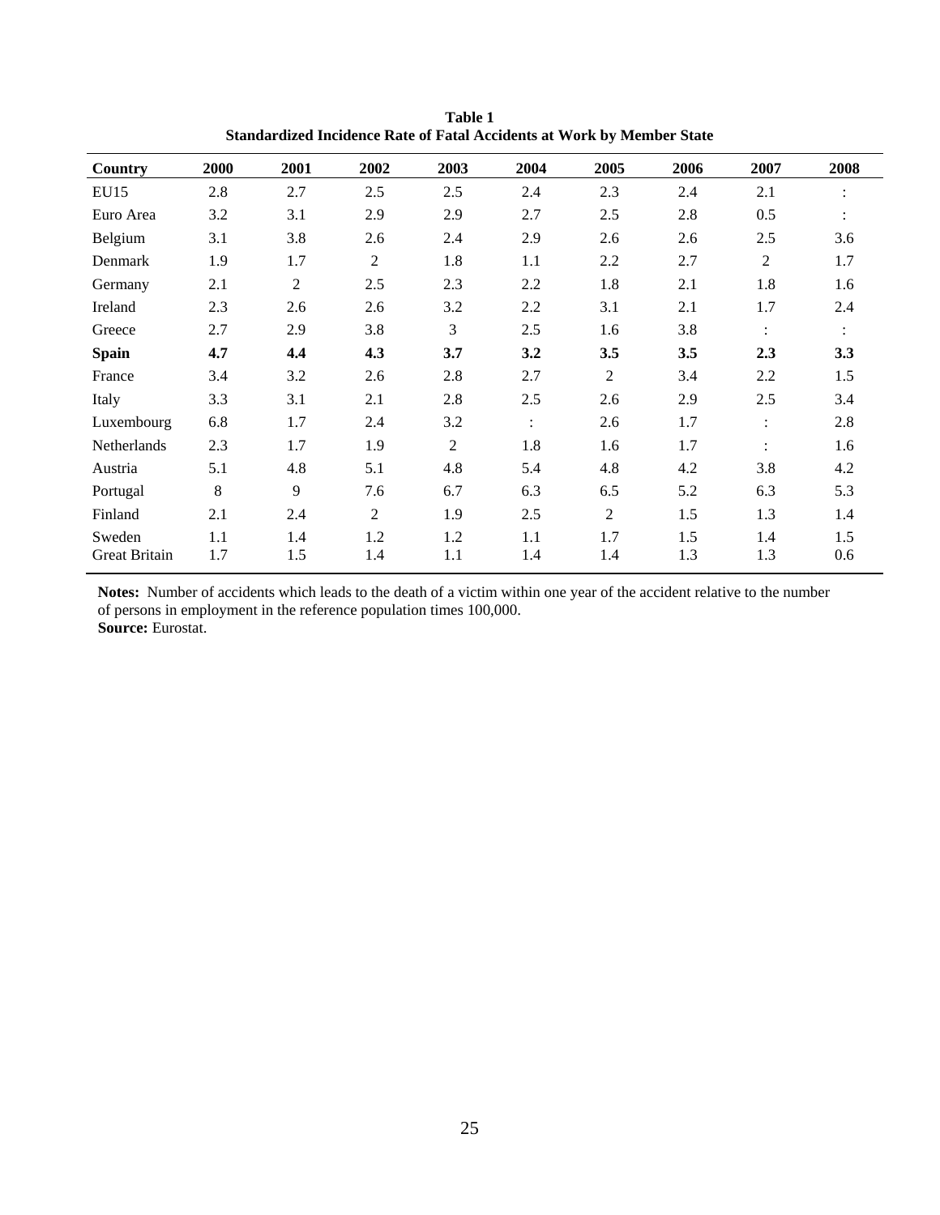**Table 1**
**Standardized Incidence Rate of Fatal Accidents at Work by Member State**

| Country | 2000 | 2001 | 2002 | 2003 | 2004 | 2005 | 2006 | 2007 | 2008 |
|---|---|---|---|---|---|---|---|---|---|
| EU15 | 2.8 | 2.7 | 2.5 | 2.5 | 2.4 | 2.3 | 2.4 | 2.1 | : |
| Euro Area | 3.2 | 3.1 | 2.9 | 2.9 | 2.7 | 2.5 | 2.8 | 0.5 | : |
| Belgium | 3.1 | 3.8 | 2.6 | 2.4 | 2.9 | 2.6 | 2.6 | 2.5 | 3.6 |
| Denmark | 1.9 | 1.7 | 2 | 1.8 | 1.1 | 2.2 | 2.7 | 2 | 1.7 |
| Germany | 2.1 | 2 | 2.5 | 2.3 | 2.2 | 1.8 | 2.1 | 1.8 | 1.6 |
| Ireland | 2.3 | 2.6 | 2.6 | 3.2 | 2.2 | 3.1 | 2.1 | 1.7 | 2.4 |
| Greece | 2.7 | 2.9 | 3.8 | 3 | 2.5 | 1.6 | 3.8 | : | : |
| **Spain** | **4.7** | **4.4** | **4.3** | **3.7** | **3.2** | **3.5** | **3.5** | **2.3** | **3.3** |
| France | 3.4 | 3.2 | 2.6 | 2.8 | 2.7 | 2 | 3.4 | 2.2 | 1.5 |
| Italy | 3.3 | 3.1 | 2.1 | 2.8 | 2.5 | 2.6 | 2.9 | 2.5 | 3.4 |
| Luxembourg | 6.8 | 1.7 | 2.4 | 3.2 | : | 2.6 | 1.7 | : | 2.8 |
| Netherlands | 2.3 | 1.7 | 1.9 | 2 | 1.8 | 1.6 | 1.7 | : | 1.6 |
| Austria | 5.1 | 4.8 | 5.1 | 4.8 | 5.4 | 4.8 | 4.2 | 3.8 | 4.2 |
| Portugal | 8 | 9 | 7.6 | 6.7 | 6.3 | 6.5 | 5.2 | 6.3 | 5.3 |
| Finland | 2.1 | 2.4 | 2 | 1.9 | 2.5 | 2 | 1.5 | 1.3 | 1.4 |
| Sweden | 1.1 | 1.4 | 1.2 | 1.2 | 1.1 | 1.7 | 1.5 | 1.4 | 1.5 |
| Great Britain | 1.7 | 1.5 | 1.4 | 1.1 | 1.4 | 1.4 | 1.3 | 1.3 | 0.6 |

**Notes:** Number of accidents which leads to the death of a victim within one year of the accident relative to the number of persons in employment in the reference population times 100,000.
**Source:** Eurostat.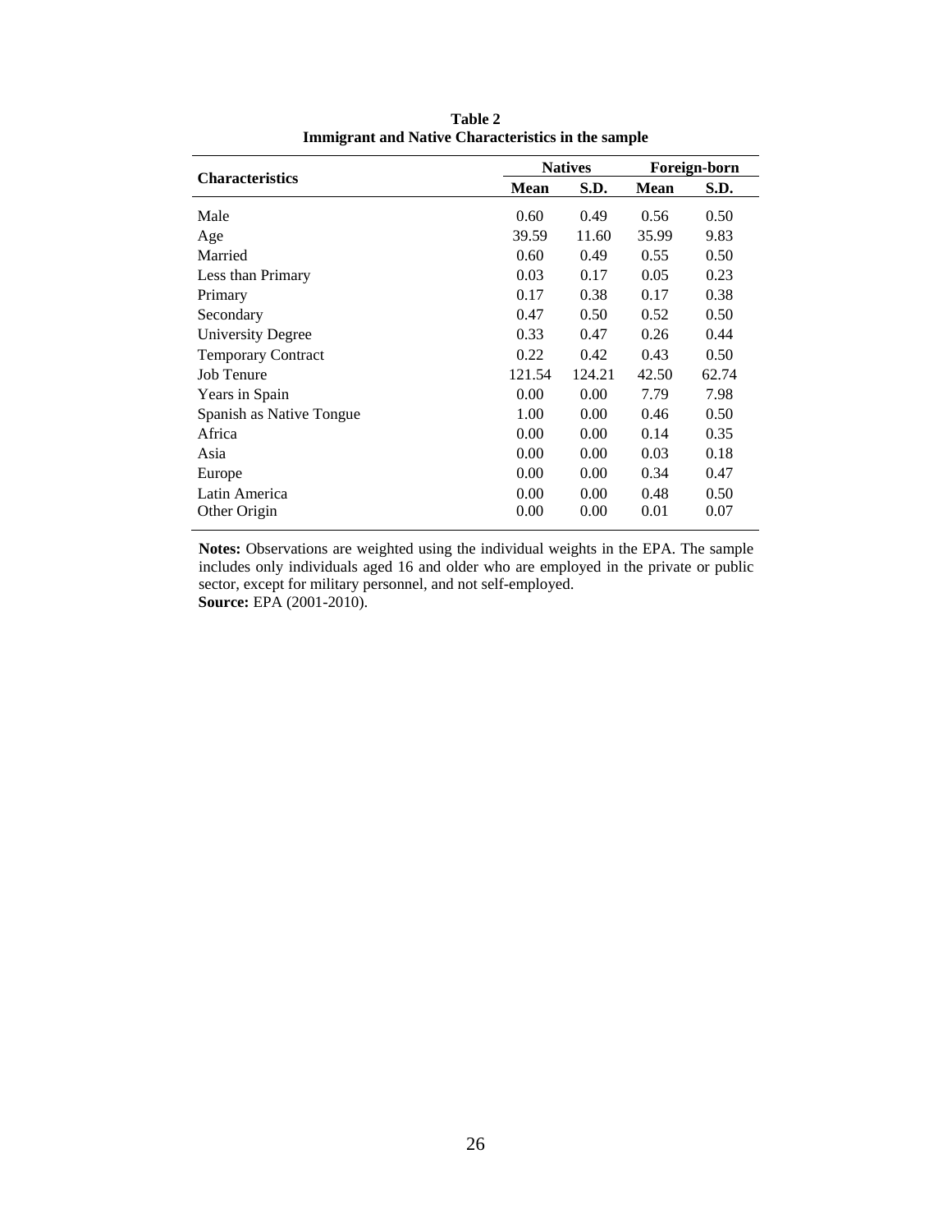**Table 2**
**Immigrant and Native Characteristics in the sample**

| Characteristics | Natives | | Foreign-born | |
|---|---|---|---|---|
| | **Mean** | **S.D.** | **Mean** | **S.D.** |
| Male | 0.60 | 0.49 | 0.56 | 0.50 |
| Age | 39.59 | 11.60 | 35.99 | 9.83 |
| Married | 0.60 | 0.49 | 0.55 | 0.50 |
| Less than Primary | 0.03 | 0.17 | 0.05 | 0.23 |
| Primary | 0.17 | 0.38 | 0.17 | 0.38 |
| Secondary | 0.47 | 0.50 | 0.52 | 0.50 |
| University Degree | 0.33 | 0.47 | 0.26 | 0.44 |
| Temporary Contract | 0.22 | 0.42 | 0.43 | 0.50 |
| Job Tenure | 121.54 | 124.21 | 42.50 | 62.74 |
| Years in Spain | 0.00 | 0.00 | 7.79 | 7.98 |
| Spanish as Native Tongue | 1.00 | 0.00 | 0.46 | 0.50 |
| Africa | 0.00 | 0.00 | 0.14 | 0.35 |
| Asia | 0.00 | 0.00 | 0.03 | 0.18 |
| Europe | 0.00 | 0.00 | 0.34 | 0.47 |
| Latin America | 0.00 | 0.00 | 0.48 | 0.50 |
| Other Origin | 0.00 | 0.00 | 0.01 | 0.07 |

**Notes:** Observations are weighted using the individual weights in the EPA. The sample includes only individuals aged 16 and older who are employed in the private or public sector, except for military personnel, and not self-employed.
**Source:** EPA (2001-2010).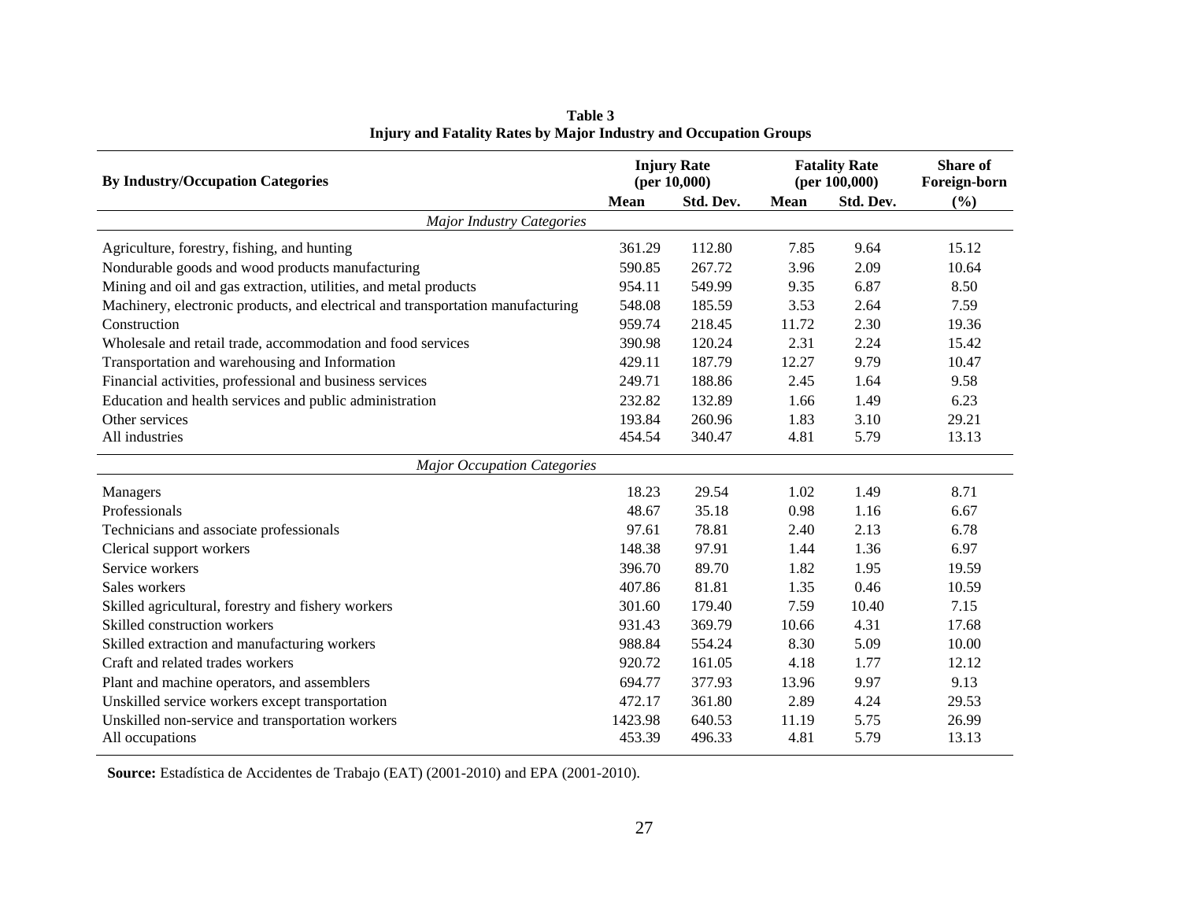**Table 3**
**Injury and Fatality Rates by Major Industry and Occupation Groups**

| By Industry/Occupation Categories | Injury Rate (per 10,000) | | Fatality Rate (per 100,000) | | Share of Foreign-born |
|---|---|---|---|---|---|
| | Mean | Std. Dev. | Mean | Std. Dev. | (%) |
| *Major Industry Categories* | | | | | |
| Agriculture, forestry, fishing, and hunting | 361.29 | 112.80 | 7.85 | 9.64 | 15.12 |
| Nondurable goods and wood products manufacturing | 590.85 | 267.72 | 3.96 | 2.09 | 10.64 |
| Mining and oil and gas extraction, utilities, and metal products | 954.11 | 549.99 | 9.35 | 6.87 | 8.50 |
| Machinery, electronic products, and electrical and transportation manufacturing | 548.08 | 185.59 | 3.53 | 2.64 | 7.59 |
| Construction | 959.74 | 218.45 | 11.72 | 2.30 | 19.36 |
| Wholesale and retail trade, accommodation and food services | 390.98 | 120.24 | 2.31 | 2.24 | 15.42 |
| Transportation and warehousing and Information | 429.11 | 187.79 | 12.27 | 9.79 | 10.47 |
| Financial activities, professional and business services | 249.71 | 188.86 | 2.45 | 1.64 | 9.58 |
| Education and health services and public administration | 232.82 | 132.89 | 1.66 | 1.49 | 6.23 |
| Other services | 193.84 | 260.96 | 1.83 | 3.10 | 29.21 |
| All industries | 454.54 | 340.47 | 4.81 | 5.79 | 13.13 |
| *Major Occupation Categories* | | | | | |
| Managers | 18.23 | 29.54 | 1.02 | 1.49 | 8.71 |
| Professionals | 48.67 | 35.18 | 0.98 | 1.16 | 6.67 |
| Technicians and associate professionals | 97.61 | 78.81 | 2.40 | 2.13 | 6.78 |
| Clerical support workers | 148.38 | 97.91 | 1.44 | 1.36 | 6.97 |
| Service workers | 396.70 | 89.70 | 1.82 | 1.95 | 19.59 |
| Sales workers | 407.86 | 81.81 | 1.35 | 0.46 | 10.59 |
| Skilled agricultural, forestry and fishery workers | 301.60 | 179.40 | 7.59 | 10.40 | 7.15 |
| Skilled construction workers | 931.43 | 369.79 | 10.66 | 4.31 | 17.68 |
| Skilled extraction and manufacturing workers | 988.84 | 554.24 | 8.30 | 5.09 | 10.00 |
| Craft and related trades workers | 920.72 | 161.05 | 4.18 | 1.77 | 12.12 |
| Plant and machine operators, and assemblers | 694.77 | 377.93 | 13.96 | 9.97 | 9.13 |
| Unskilled service workers except transportation | 472.17 | 361.80 | 2.89 | 4.24 | 29.53 |
| Unskilled non-service and transportation workers | 1423.98 | 640.53 | 11.19 | 5.75 | 26.99 |
| All occupations | 453.39 | 496.33 | 4.81 | 5.79 | 13.13 |

**Source:** Estadística de Accidentes de Trabajo (EAT) (2001-2010) and EPA (2001-2010).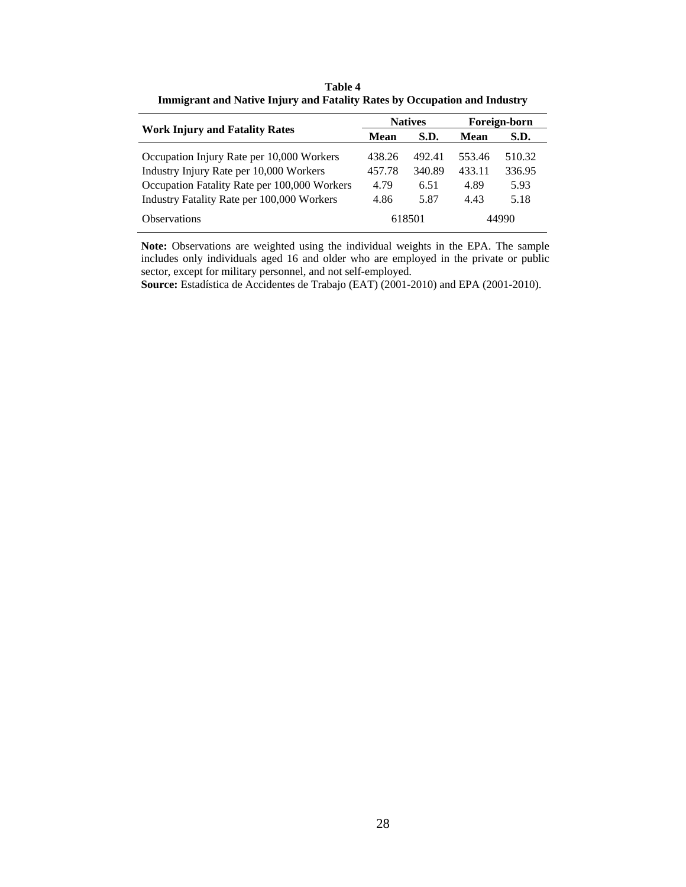**Table 4**
**Immigrant and Native Injury and Fatality Rates by Occupation and Industry**

| Work Injury and Fatality Rates | Natives | | Foreign-born | |
|---|---|---|---|---|
| | Mean | S.D. | Mean | S.D. |
| Occupation Injury Rate per 10,000 Workers | 438.26 | 492.41 | 553.46 | 510.32 |
| Industry Injury Rate per 10,000 Workers | 457.78 | 340.89 | 433.11 | 336.95 |
| Occupation Fatality Rate per 100,000 Workers | 4.79 | 6.51 | 4.89 | 5.93 |
| Industry Fatality Rate per 100,000 Workers | 4.86 | 5.87 | 4.43 | 5.18 |
| Observations | 618501 | | 44990 | |

**Note:** Observations are weighted using the individual weights in the EPA. The sample includes only individuals aged 16 and older who are employed in the private or public sector, except for military personnel, and not self-employed.
**Source:** Estadística de Accidentes de Trabajo (EAT) (2001-2010) and EPA (2001-2010).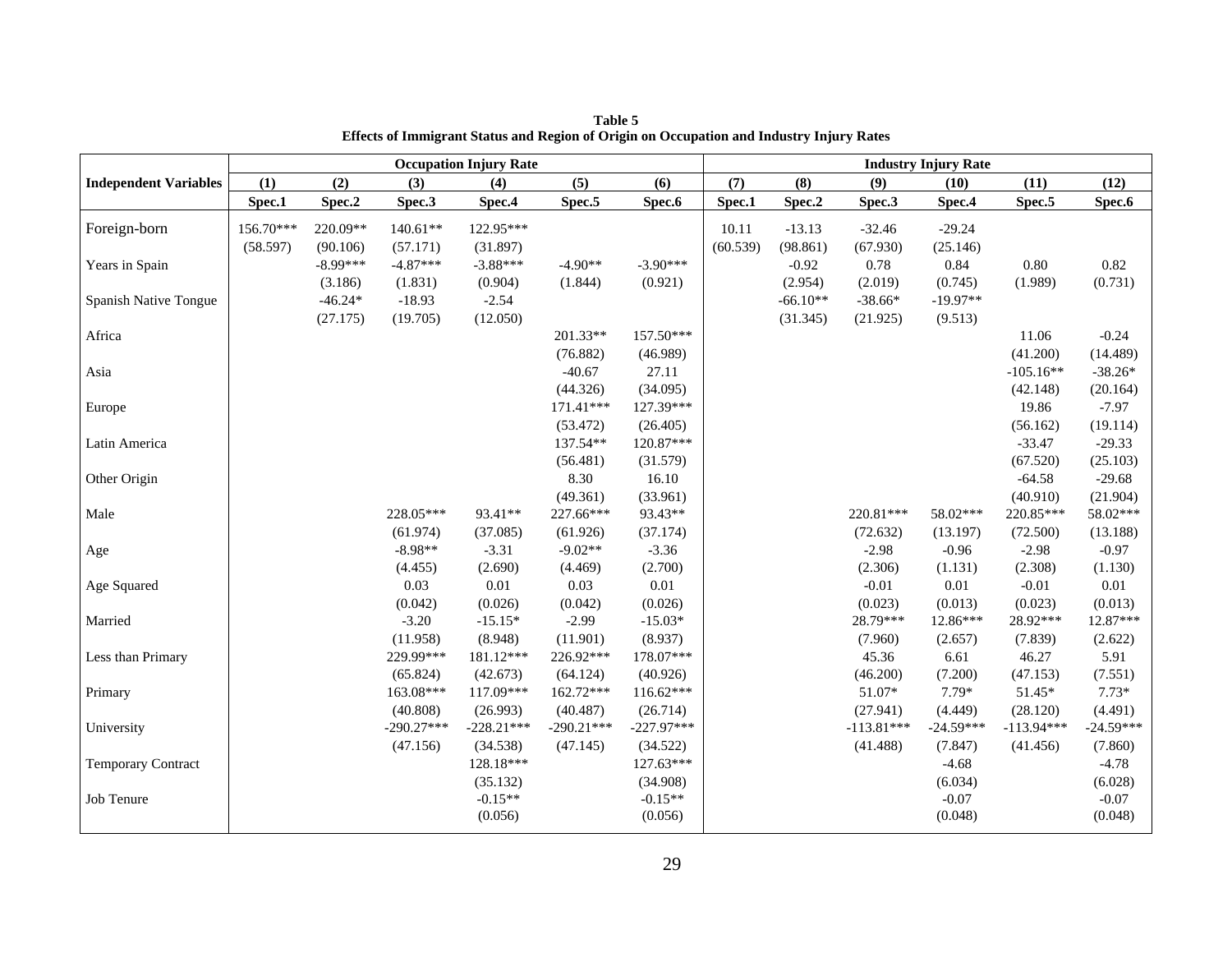**Table 5**
**Effects of Immigrant Status and Region of Origin on Occupation and Industry Injury Rates**

| Independent Variables | Occupation Injury Rate | | | | | | Industry Injury Rate | | | | | |
|---|---|---|---|---|---|---|---|---|---|---|---|---|
| | (1) | (2) | (3) | (4) | (5) | (6) | (7) | (8) | (9) | (10) | (11) | (12) |
| | Spec.1 | Spec.2 | Spec.3 | Spec.4 | Spec.5 | Spec.6 | Spec.1 | Spec.2 | Spec.3 | Spec.4 | Spec.5 | Spec.6 |
| Foreign-born | 156.70*** | 220.09** | 140.61** | 122.95*** | | | 10.11 | -13.13 | -32.46 | -29.24 | | |
| | (58.597) | (90.106) | (57.171) | (31.897) | | | (60.539) | (98.861) | (67.930) | (25.146) | | |
| Years in Spain | | -8.99*** | -4.87*** | -3.88*** | -4.90** | -3.90*** | | -0.92 | 0.78 | 0.84 | 0.80 | 0.82 |
| | | (3.186) | (1.831) | (0.904) | (1.844) | (0.921) | | (2.954) | (2.019) | (0.745) | (1.989) | (0.731) |
| Spanish Native Tongue | | -46.24* | -18.93 | -2.54 | | | | -66.10** | -38.66* | -19.97** | | |
| | | (27.175) | (19.705) | (12.050) | | | | (31.345) | (21.925) | (9.513) | | |
| Africa | | | | | 201.33** | 157.50*** | | | | | 11.06 | -0.24 |
| | | | | | (76.882) | (46.989) | | | | | (41.200) | (14.489) |
| Asia | | | | | -40.67 | 27.11 | | | | | -105.16** | -38.26* |
| | | | | | (44.326) | (34.095) | | | | | (42.148) | (20.164) |
| Europe | | | | | 171.41*** | 127.39*** | | | | | 19.86 | -7.97 |
| | | | | | (53.472) | (26.405) | | | | | (56.162) | (19.114) |
| Latin America | | | | | 137.54** | 120.87*** | | | | | -33.47 | -29.33 |
| | | | | | (56.481) | (31.579) | | | | | (67.520) | (25.103) |
| Other Origin | | | | | 8.30 | 16.10 | | | | | -64.58 | -29.68 |
| | | | | | (49.361) | (33.961) | | | | | (40.910) | (21.904) |
| Male | | | 228.05*** | 93.41** | 227.66*** | 93.43** | | | 220.81*** | 58.02*** | 220.85*** | 58.02*** |
| | | | (61.974) | (37.085) | (61.926) | (37.174) | | | (72.632) | (13.197) | (72.500) | (13.188) |
| Age | | | -8.98** | -3.31 | -9.02** | -3.36 | | | -2.98 | -0.96 | -2.98 | -0.97 |
| | | | (4.455) | (2.690) | (4.469) | (2.700) | | | (2.306) | (1.131) | (2.308) | (1.130) |
| Age Squared | | | 0.03 | 0.01 | 0.03 | 0.01 | | | -0.01 | 0.01 | -0.01 | 0.01 |
| | | | (0.042) | (0.026) | (0.042) | (0.026) | | | (0.023) | (0.013) | (0.023) | (0.013) |
| Married | | | -3.20 | -15.15* | -2.99 | -15.03* | | | 28.79*** | 12.86*** | 28.92*** | 12.87*** |
| | | | (11.958) | (8.948) | (11.901) | (8.937) | | | (7.960) | (2.657) | (7.839) | (2.622) |
| Less than Primary | | | 229.99*** | 181.12*** | 226.92*** | 178.07*** | | | 45.36 | 6.61 | 46.27 | 5.91 |
| | | | (65.824) | (42.673) | (64.124) | (40.926) | | | (46.200) | (7.200) | (47.153) | (7.551) |
| Primary | | | 163.08*** | 117.09*** | 162.72*** | 116.62*** | | | 51.07* | 7.79* | 51.45* | 7.73* |
| | | | (40.808) | (26.993) | (40.487) | (26.714) | | | (27.941) | (4.449) | (28.120) | (4.491) |
| University | | | -290.27*** | -228.21*** | -290.21*** | -227.97*** | | | -113.81*** | -24.59*** | -113.94*** | -24.59*** |
| | | | (47.156) | (34.538) | (47.145) | (34.522) | | | (41.488) | (7.847) | (41.456) | (7.860) |
| Temporary Contract | | | | 128.18*** | | 127.63*** | | | | -4.68 | | -4.78 |
| | | | | (35.132) | | (34.908) | | | | (6.034) | | (6.028) |
| Job Tenure | | | | -0.15** | | -0.15** | | | | -0.07 | | -0.07 |
| | | | | (0.056) | | (0.056) | | | | (0.048) | | (0.048) |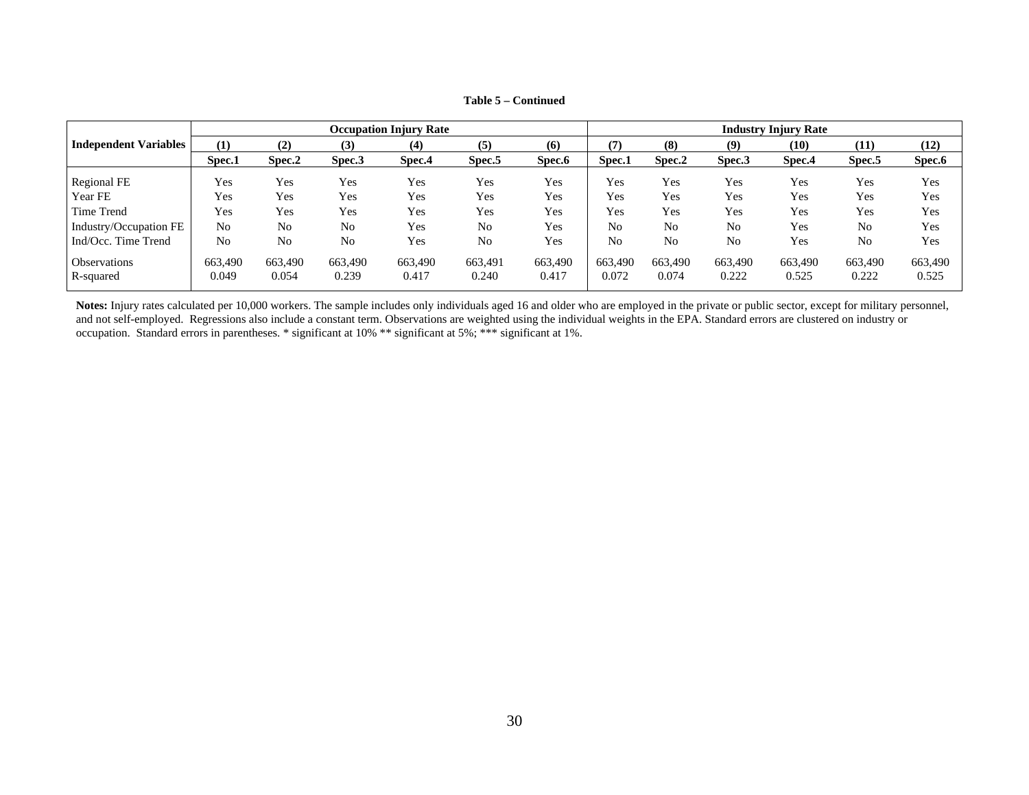**Table 5 – Continued**

| Independent Variables | Occupation Injury Rate | | | | | | Industry Injury Rate | | | | | |
|---|---|---|---|---|---|---|---|---|---|---|---|---|
| | (1) | (2) | (3) | (4) | (5) | (6) | (7) | (8) | (9) | (10) | (11) | (12) |
| | Spec.1 | Spec.2 | Spec.3 | Spec.4 | Spec.5 | Spec.6 | Spec.1 | Spec.2 | Spec.3 | Spec.4 | Spec.5 | Spec.6 |
| Regional FE | Yes | Yes | Yes | Yes | Yes | Yes | Yes | Yes | Yes | Yes | Yes | Yes |
| Year FE | Yes | Yes | Yes | Yes | Yes | Yes | Yes | Yes | Yes | Yes | Yes | Yes |
| Time Trend | Yes | Yes | Yes | Yes | Yes | Yes | Yes | Yes | Yes | Yes | Yes | Yes |
| Industry/Occupation FE | No | No | No | Yes | No | Yes | No | No | No | Yes | No | Yes |
| Ind/Occ. Time Trend | No | No | No | Yes | No | Yes | No | No | No | Yes | No | Yes |
| Observations | 663,490 | 663,490 | 663,490 | 663,490 | 663,491 | 663,490 | 663,490 | 663,490 | 663,490 | 663,490 | 663,490 | 663,490 |
| R-squared | 0.049 | 0.054 | 0.239 | 0.417 | 0.240 | 0.417 | 0.072 | 0.074 | 0.222 | 0.525 | 0.222 | 0.525 |

**Notes:** Injury rates calculated per 10,000 workers. The sample includes only individuals aged 16 and older who are employed in the private or public sector, except for military personnel, and not self-employed. Regressions also include a constant term. Observations are weighted using the individual weights in the EPA. Standard errors are clustered on industry or occupation. Standard errors in parentheses. * significant at 10% ** significant at 5%; *** significant at 1%.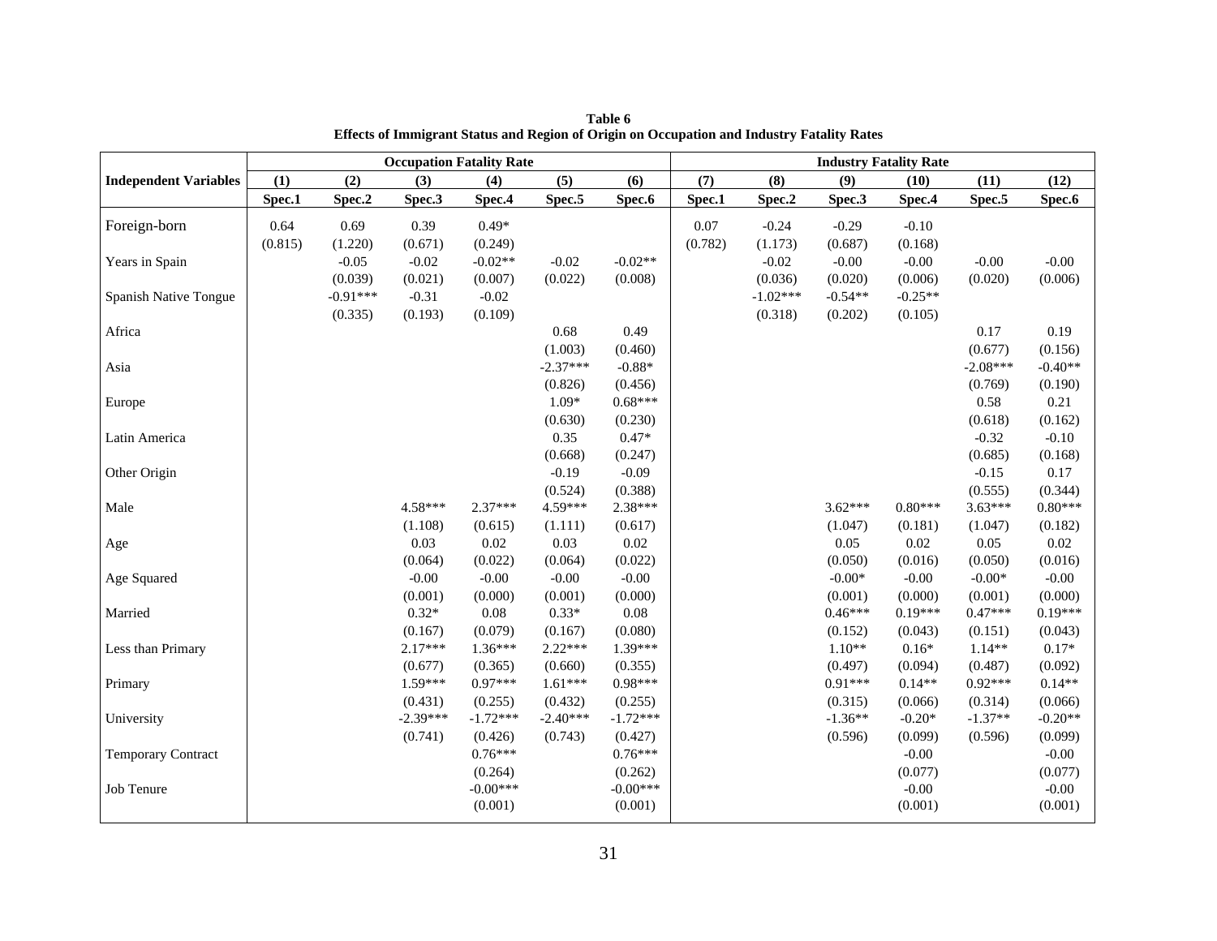**Table 6**
**Effects of Immigrant Status and Region of Origin on Occupation and Industry Fatality Rates**

| Independent Variables | Occupation Fatality Rate | | | | | | Industry Fatality Rate | | | | | |
|---|---|---|---|---|---|---|---|---|---|---|---|---|
| | (1) | (2) | (3) | (4) | (5) | (6) | (7) | (8) | (9) | (10) | (11) | (12) |
| | Spec.1 | Spec.2 | Spec.3 | Spec.4 | Spec.5 | Spec.6 | Spec.1 | Spec.2 | Spec.3 | Spec.4 | Spec.5 | Spec.6 |
| Foreign-born | 0.64 | 0.69 | 0.39 | 0.49* | | | 0.07 | -0.24 | -0.29 | -0.10 | | |
| | (0.815) | (1.220) | (0.671) | (0.249) | | | (0.782) | (1.173) | (0.687) | (0.168) | | |
| Years in Spain | | -0.05 | -0.02 | -0.02** | -0.02 | -0.02** | | -0.02 | -0.00 | -0.00 | -0.00 | -0.00 |
| | | (0.039) | (0.021) | (0.007) | (0.022) | (0.008) | | (0.036) | (0.020) | (0.006) | (0.020) | (0.006) |
| Spanish Native Tongue | | -0.91*** | -0.31 | -0.02 | | | | -1.02*** | -0.54** | -0.25** | | |
| | | (0.335) | (0.193) | (0.109) | | | | (0.318) | (0.202) | (0.105) | | |
| Africa | | | | | 0.68 | 0.49 | | | | | 0.17 | 0.19 |
| | | | | | (1.003) | (0.460) | | | | | (0.677) | (0.156) |
| Asia | | | | | -2.37*** | -0.88* | | | | | -2.08*** | -0.40** |
| | | | | | (0.826) | (0.456) | | | | | (0.769) | (0.190) |
| Europe | | | | | 1.09* | 0.68*** | | | | | 0.58 | 0.21 |
| | | | | | (0.630) | (0.230) | | | | | (0.618) | (0.162) |
| Latin America | | | | | 0.35 | 0.47* | | | | | -0.32 | -0.10 |
| | | | | | (0.668) | (0.247) | | | | | (0.685) | (0.168) |
| Other Origin | | | | | -0.19 | -0.09 | | | | | -0.15 | 0.17 |
| | | | | | (0.524) | (0.388) | | | | | (0.555) | (0.344) |
| Male | | | 4.58*** | 2.37*** | 4.59*** | 2.38*** | | | 3.62*** | 0.80*** | 3.63*** | 0.80*** |
| | | | (1.108) | (0.615) | (1.111) | (0.617) | | | (1.047) | (0.181) | (1.047) | (0.182) |
| Age | | | 0.03 | 0.02 | 0.03 | 0.02 | | | 0.05 | 0.02 | 0.05 | 0.02 |
| | | | (0.064) | (0.022) | (0.064) | (0.022) | | | (0.050) | (0.016) | (0.050) | (0.016) |
| Age Squared | | | -0.00 | -0.00 | -0.00 | -0.00 | | | -0.00* | -0.00 | -0.00* | -0.00 |
| | | | (0.001) | (0.000) | (0.001) | (0.000) | | | (0.001) | (0.000) | (0.001) | (0.000) |
| Married | | | 0.32* | 0.08 | 0.33* | 0.08 | | | 0.46*** | 0.19*** | 0.47*** | 0.19*** |
| | | | (0.167) | (0.079) | (0.167) | (0.080) | | | (0.152) | (0.043) | (0.151) | (0.043) |
| Less than Primary | | | 2.17*** | 1.36*** | 2.22*** | 1.39*** | | | 1.10** | 0.16* | 1.14** | 0.17* |
| | | | (0.677) | (0.365) | (0.660) | (0.355) | | | (0.497) | (0.094) | (0.487) | (0.092) |
| Primary | | | 1.59*** | 0.97*** | 1.61*** | 0.98*** | | | 0.91*** | 0.14** | 0.92*** | 0.14** |
| | | | (0.431) | (0.255) | (0.432) | (0.255) | | | (0.315) | (0.066) | (0.314) | (0.066) |
| University | | | -2.39*** | -1.72*** | -2.40*** | -1.72*** | | | -1.36** | -0.20* | -1.37** | -0.20** |
| | | | (0.741) | (0.426) | (0.743) | (0.427) | | | (0.596) | (0.099) | (0.596) | (0.099) |
| Temporary Contract | | | | 0.76*** | | 0.76*** | | | | -0.00 | | -0.00 |
| | | | | (0.264) | | (0.262) | | | | (0.077) | | (0.077) |
| Job Tenure | | | | -0.00*** | | -0.00*** | | | | -0.00 | | -0.00 |
| | | | | (0.001) | | (0.001) | | | | (0.001) | | (0.001) |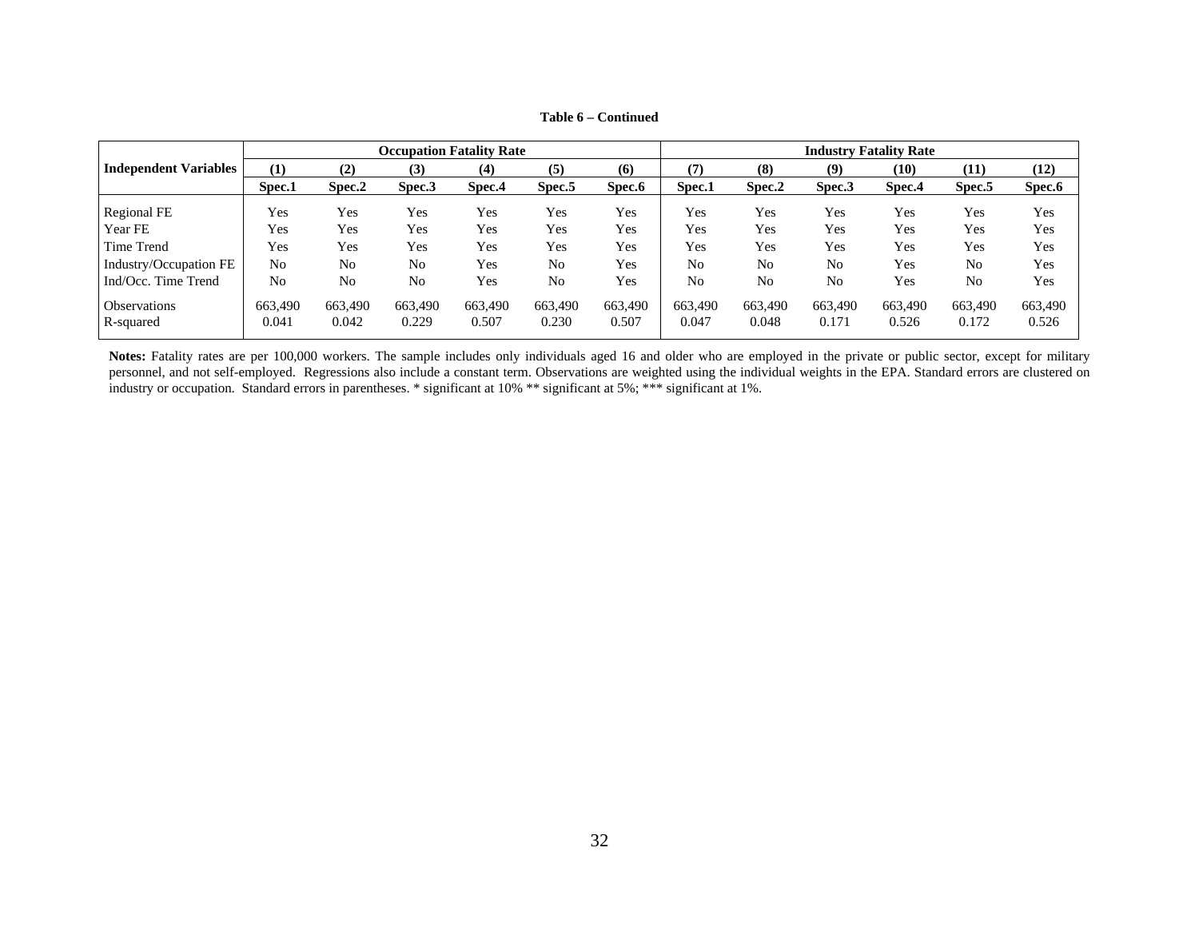**Table 6 – Continued**

| Independent Variables | Occupation Fatality Rate | | | | | | Industry Fatality Rate | | | | | |
|---|---|---|---|---|---|---|---|---|---|---|---|---|
| | (1) | (2) | (3) | (4) | (5) | (6) | (7) | (8) | (9) | (10) | (11) | (12) |
| | Spec.1 | Spec.2 | Spec.3 | Spec.4 | Spec.5 | Spec.6 | Spec.1 | Spec.2 | Spec.3 | Spec.4 | Spec.5 | Spec.6 |
| Regional FE | Yes | Yes | Yes | Yes | Yes | Yes | Yes | Yes | Yes | Yes | Yes | Yes |
| Year FE | Yes | Yes | Yes | Yes | Yes | Yes | Yes | Yes | Yes | Yes | Yes | Yes |
| Time Trend | Yes | Yes | Yes | Yes | Yes | Yes | Yes | Yes | Yes | Yes | Yes | Yes |
| Industry/Occupation FE | No | No | No | Yes | No | Yes | No | No | No | Yes | No | Yes |
| Ind/Occ. Time Trend | No | No | No | Yes | No | Yes | No | No | No | Yes | No | Yes |
| Observations | 663,490 | 663,490 | 663,490 | 663,490 | 663,490 | 663,490 | 663,490 | 663,490 | 663,490 | 663,490 | 663,490 | 663,490 |
| R-squared | 0.041 | 0.042 | 0.229 | 0.507 | 0.230 | 0.507 | 0.047 | 0.048 | 0.171 | 0.526 | 0.172 | 0.526 |

**Notes:** Fatality rates are per 100,000 workers. The sample includes only individuals aged 16 and older who are employed in the private or public sector, except for military personnel, and not self-employed. Regressions also include a constant term. Observations are weighted using the individual weights in the EPA. Standard errors are clustered on industry or occupation. Standard errors in parentheses. * significant at 10% ** significant at 5%; *** significant at 1%.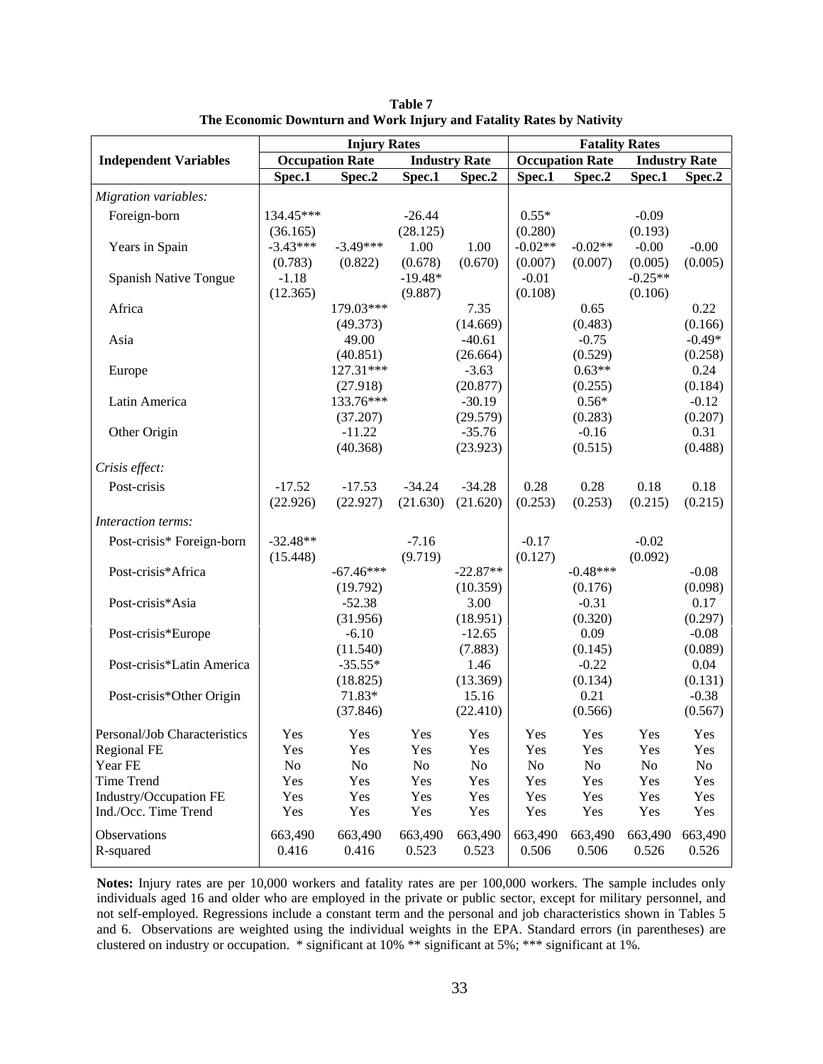**Table 7**
**The Economic Downturn and Work Injury and Fatality Rates by Nativity**

| Independent Variables | Injury Rates | | | | Fatality Rates | | | |
|---|---|---|---|---|---|---|---|---|
| | Occupation Rate | | Industry Rate | | Occupation Rate | | Industry Rate | |
| | Spec.1 | Spec.2 | Spec.1 | Spec.2 | Spec.1 | Spec.2 | Spec.1 | Spec.2 |
| *Migration variables:* | | | | | | | | |
| Foreign-born | 134.45*** | | -26.44 | | 0.55* | | -0.09 | |
| | (36.165) | | (28.125) | | (0.280) | | (0.193) | |
| Years in Spain | -3.43*** | -3.49*** | 1.00 | 1.00 | -0.02** | -0.02** | -0.00 | -0.00 |
| | (0.783) | (0.822) | (0.678) | (0.670) | (0.007) | (0.007) | (0.005) | (0.005) |
| Spanish Native Tongue | -1.18 | | -19.48* | | -0.01 | | -0.25** | |
| | (12.365) | | (9.887) | | (0.108) | | (0.106) | |
| Africa | | 179.03*** | | 7.35 | | 0.65 | | 0.22 |
| | | (49.373) | | (14.669) | | (0.483) | | (0.166) |
| Asia | | 49.00 | | -40.61 | | -0.75 | | -0.49* |
| | | (40.851) | | (26.664) | | (0.529) | | (0.258) |
| Europe | | 127.31*** | | -3.63 | | 0.63** | | 0.24 |
| | | (27.918) | | (20.877) | | (0.255) | | (0.184) |
| Latin America | | 133.76*** | | -30.19 | | 0.56* | | -0.12 |
| | | (37.207) | | (29.579) | | (0.283) | | (0.207) |
| Other Origin | | -11.22 | | -35.76 | | -0.16 | | 0.31 |
| | | (40.368) | | (23.923) | | (0.515) | | (0.488) |
| *Crisis effect:* | | | | | | | | |
| Post-crisis | -17.52 | -17.53 | -34.24 | -34.28 | 0.28 | 0.28 | 0.18 | 0.18 |
| | (22.926) | (22.927) | (21.630) | (21.620) | (0.253) | (0.253) | (0.215) | (0.215) |
| *Interaction terms:* | | | | | | | | |
| Post-crisis* Foreign-born | -32.48** | | -7.16 | | -0.17 | | -0.02 | |
| | (15.448) | | (9.719) | | (0.127) | | (0.092) | |
| Post-crisis*Africa | | -67.46*** | | -22.87** | | -0.48*** | | -0.08 |
| | | (19.792) | | (10.359) | | (0.176) | | (0.098) |
| Post-crisis*Asia | | -52.38 | | 3.00 | | -0.31 | | 0.17 |
| | | (31.956) | | (18.951) | | (0.320) | | (0.297) |
| Post-crisis*Europe | | -6.10 | | -12.65 | | 0.09 | | -0.08 |
| | | (11.540) | | (7.883) | | (0.145) | | (0.089) |
| Post-crisis*Latin America | | -35.55* | | 1.46 | | -0.22 | | 0.04 |
| | | (18.825) | | (13.369) | | (0.134) | | (0.131) |
| Post-crisis*Other Origin | | 71.83* | | 15.16 | | 0.21 | | -0.38 |
| | | (37.846) | | (22.410) | | (0.566) | | (0.567) |
| Personal/Job Characteristics | Yes | Yes | Yes | Yes | Yes | Yes | Yes | Yes |
| Regional FE | Yes | Yes | Yes | Yes | Yes | Yes | Yes | Yes |
| Year FE | No | No | No | No | No | No | No | No |
| Time Trend | Yes | Yes | Yes | Yes | Yes | Yes | Yes | Yes |
| Industry/Occupation FE | Yes | Yes | Yes | Yes | Yes | Yes | Yes | Yes |
| Ind./Occ. Time Trend | Yes | Yes | Yes | Yes | Yes | Yes | Yes | Yes |
| Observations | 663,490 | 663,490 | 663,490 | 663,490 | 663,490 | 663,490 | 663,490 | 663,490 |
| R-squared | 0.416 | 0.416 | 0.523 | 0.523 | 0.506 | 0.506 | 0.526 | 0.526 |

**Notes:** Injury rates are per 10,000 workers and fatality rates are per 100,000 workers. The sample includes only individuals aged 16 and older who are employed in the private or public sector, except for military personnel, and not self-employed. Regressions include a constant term and the personal and job characteristics shown in Tables 5 and 6. Observations are weighted using the individual weights in the EPA. Standard errors (in parentheses) are clustered on industry or occupation. * significant at 10% ** significant at 5%; *** significant at 1%.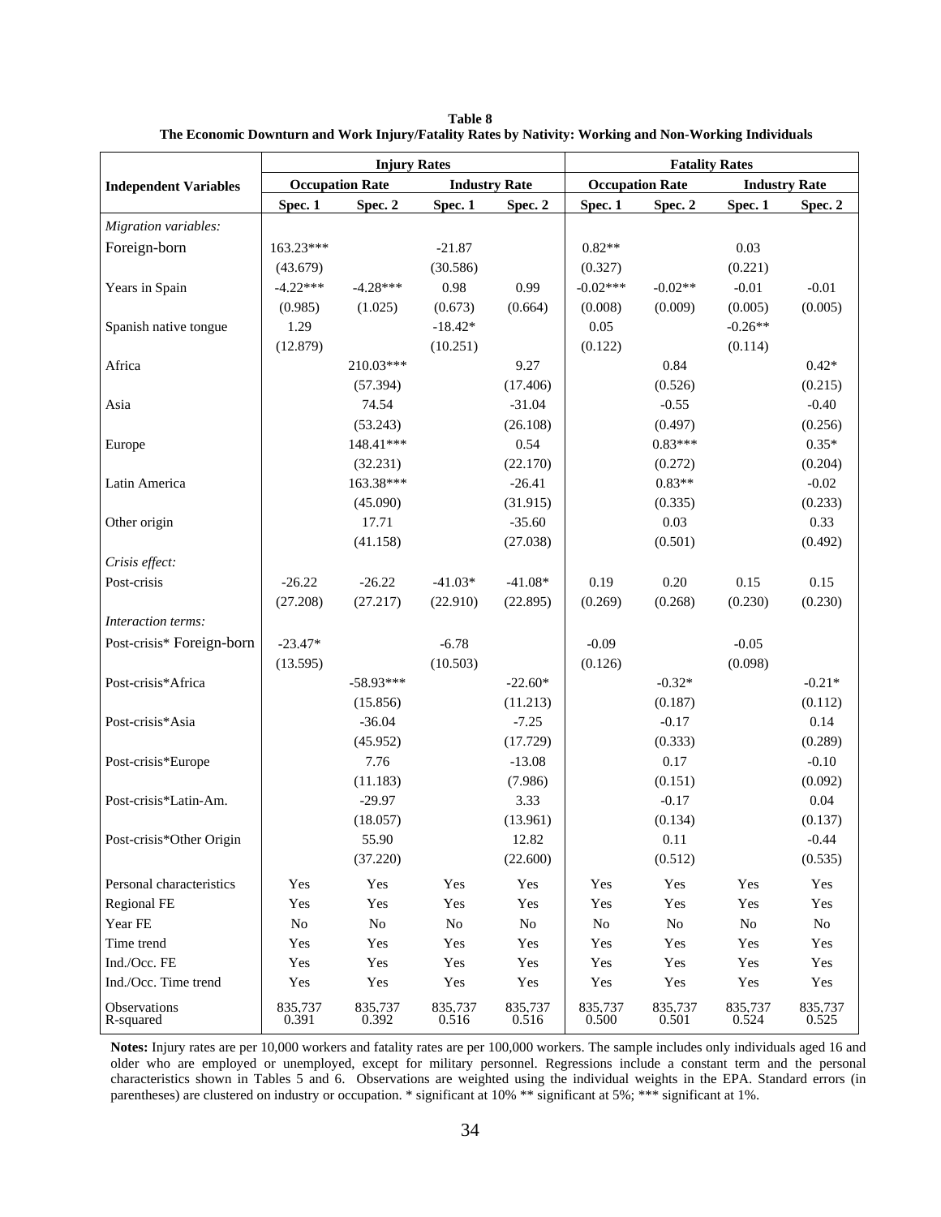**Table 8**
**The Economic Downturn and Work Injury/Fatality Rates by Nativity: Working and Non-Working Individuals**

| Independent Variables | Injury Rates | | | | Fatality Rates | | | |
|---|---|---|---|---|---|---|---|---|
| | Occupation Rate | | Industry Rate | | Occupation Rate | | Industry Rate | |
| | Spec. 1 | Spec. 2 | Spec. 1 | Spec. 2 | Spec. 1 | Spec. 2 | Spec. 1 | Spec. 2 |
| *Migration variables:* | | | | | | | | |
| Foreign-born | 163.23*** | | -21.87 | | 0.82** | | 0.03 | |
| | (43.679) | | (30.586) | | (0.327) | | (0.221) | |
| Years in Spain | -4.22*** | -4.28*** | 0.98 | 0.99 | -0.02*** | -0.02** | -0.01 | -0.01 |
| | (0.985) | (1.025) | (0.673) | (0.664) | (0.008) | (0.009) | (0.005) | (0.005) |
| Spanish native tongue | 1.29 | | -18.42* | | 0.05 | | -0.26** | |
| | (12.879) | | (10.251) | | (0.122) | | (0.114) | |
| Africa | | 210.03*** | | 9.27 | | 0.84 | | 0.42* |
| | | (57.394) | | (17.406) | | (0.526) | | (0.215) |
| Asia | | 74.54 | | -31.04 | | -0.55 | | -0.40 |
| | | (53.243) | | (26.108) | | (0.497) | | (0.256) |
| Europe | | 148.41*** | | 0.54 | | 0.83*** | | 0.35* |
| | | (32.231) | | (22.170) | | (0.272) | | (0.204) |
| Latin America | | 163.38*** | | -26.41 | | 0.83** | | -0.02 |
| | | (45.090) | | (31.915) | | (0.335) | | (0.233) |
| Other origin | | 17.71 | | -35.60 | | 0.03 | | 0.33 |
| | | (41.158) | | (27.038) | | (0.501) | | (0.492) |
| *Crisis effect:* | | | | | | | | |
| Post-crisis | -26.22 | -26.22 | -41.03* | -41.08* | 0.19 | 0.20 | 0.15 | 0.15 |
| | (27.208) | (27.217) | (22.910) | (22.895) | (0.269) | (0.268) | (0.230) | (0.230) |
| *Interaction terms:* | | | | | | | | |
| Post-crisis* Foreign-born | -23.47* | | -6.78 | | -0.09 | | -0.05 | |
| | (13.595) | | (10.503) | | (0.126) | | (0.098) | |
| Post-crisis*Africa | | -58.93*** | | -22.60* | | -0.32* | | -0.21* |
| | | (15.856) | | (11.213) | | (0.187) | | (0.112) |
| Post-crisis*Asia | | -36.04 | | -7.25 | | -0.17 | | 0.14 |
| | | (45.952) | | (17.729) | | (0.333) | | (0.289) |
| Post-crisis*Europe | | 7.76 | | -13.08 | | 0.17 | | -0.10 |
| | | (11.183) | | (7.986) | | (0.151) | | (0.092) |
| Post-crisis*Latin-Am. | | -29.97 | | 3.33 | | -0.17 | | 0.04 |
| | | (18.057) | | (13.961) | | (0.134) | | (0.137) |
| Post-crisis*Other Origin | | 55.90 | | 12.82 | | 0.11 | | -0.44 |
| | | (37.220) | | (22.600) | | (0.512) | | (0.535) |
| Personal characteristics | Yes | Yes | Yes | Yes | Yes | Yes | Yes | Yes |
| Regional FE | Yes | Yes | Yes | Yes | Yes | Yes | Yes | Yes |
| Year FE | No | No | No | No | No | No | No | No |
| Time trend | Yes | Yes | Yes | Yes | Yes | Yes | Yes | Yes |
| Ind./Occ. FE | Yes | Yes | Yes | Yes | Yes | Yes | Yes | Yes |
| Ind./Occ. Time trend | Yes | Yes | Yes | Yes | Yes | Yes | Yes | Yes |
| Observations | 835,737 | 835,737 | 835,737 | 835,737 | 835,737 | 835,737 | 835,737 | 835,737 |
| R-squared | 0.391 | 0.392 | 0.516 | 0.516 | 0.500 | 0.501 | 0.524 | 0.525 |

**Notes:** Injury rates are per 10,000 workers and fatality rates are per 100,000 workers. The sample includes only individuals aged 16 and older who are employed or unemployed, except for military personnel. Regressions include a constant term and the personal characteristics shown in Tables 5 and 6. Observations are weighted using the individual weights in the EPA. Standard errors (in parentheses) are clustered on industry or occupation. * significant at 10% ** significant at 5%; *** significant at 1%.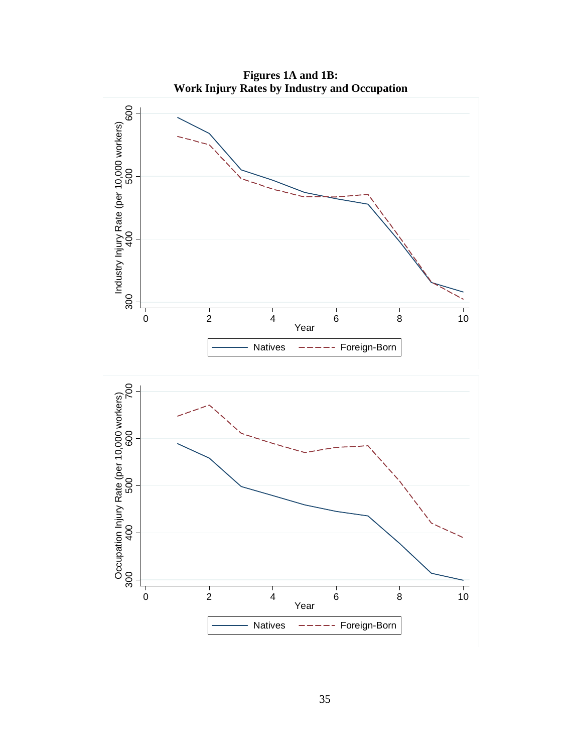**Figures 1A and 1B:**
**Work Injury Rates by Industry and Occupation**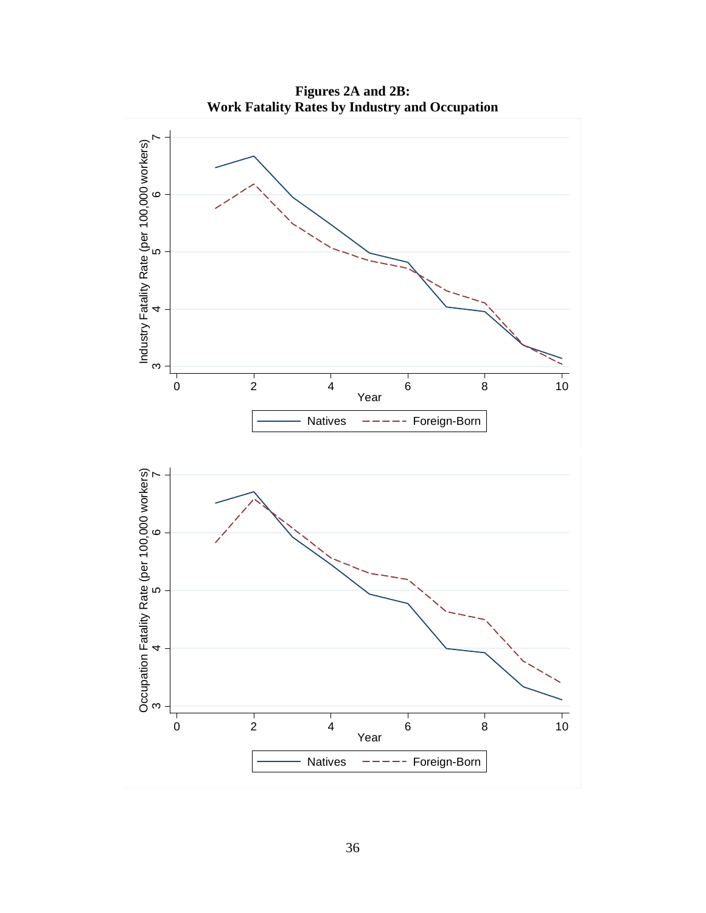**Figures 2A and 2B:**
**Work Fatality Rates by Industry and Occupation**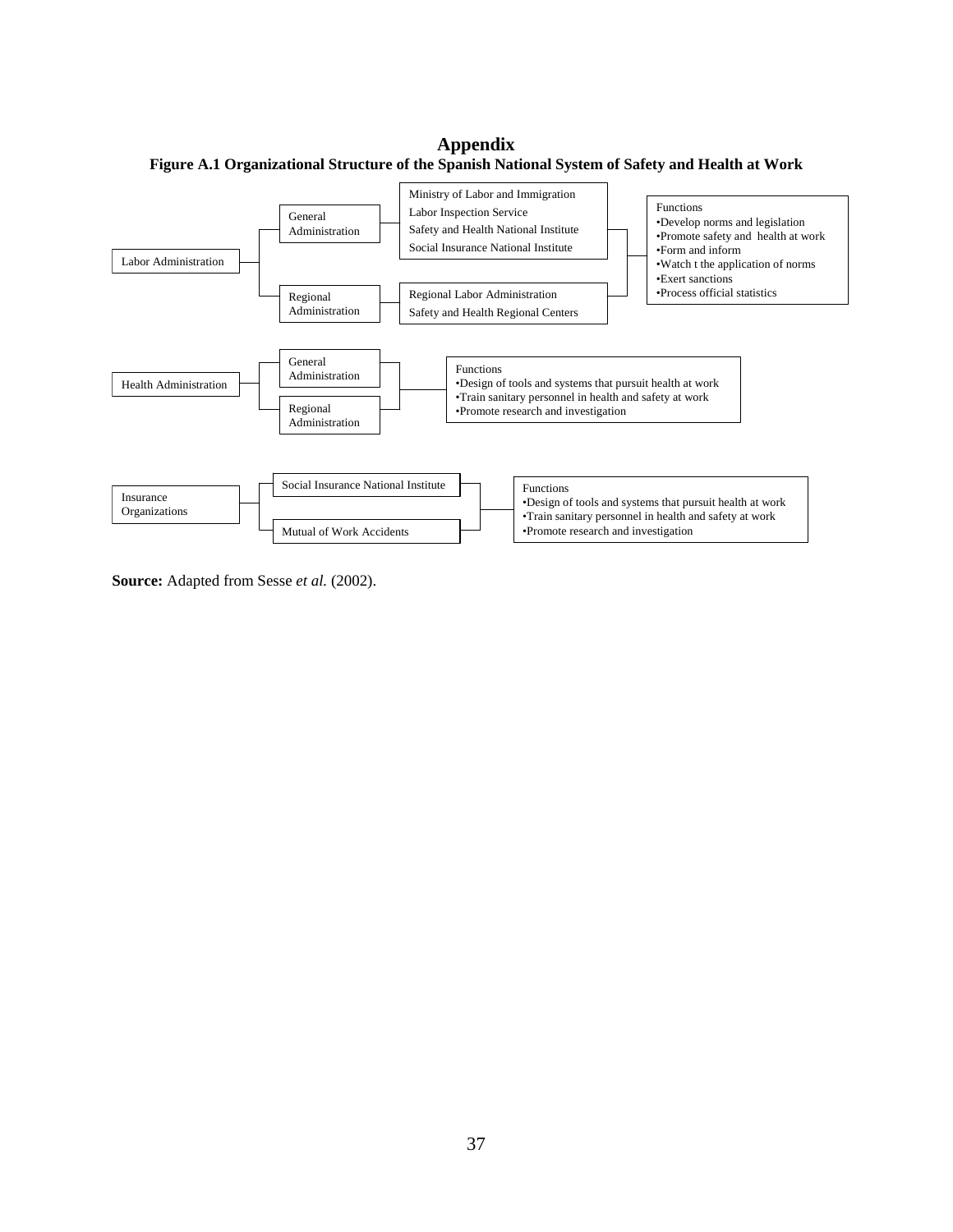# Appendix

**Figure A.1 Organizational Structure of the Spanish National System of Safety and Health at Work**

Labor Administration

- General Administration
  - Ministry of Labor and Immigration
  - Labor Inspection Service
  - Safety and Health National Institute
  - Social Insurance National Institute
- Regional Administration
  - Regional Labor Administration
  - Safety and Health Regional Centers

Functions
•Develop norms and legislation
•Promote safety and health at work
•Form and inform
•Watch t the application of norms
•Exert sanctions
•Process official statistics

Health Administration

- General Administration
- Regional Administration

Functions
•Design of tools and systems that pursuit health at work
•Train sanitary personnel in health and safety at work
•Promote research and investigation

Insurance Organizations

- Social Insurance National Institute
- Mutual of Work Accidents

Functions
•Design of tools and systems that pursuit health at work
•Train sanitary personnel in health and safety at work
•Promote research and investigation

**Source:** Adapted from Sesse *et al.* (2002).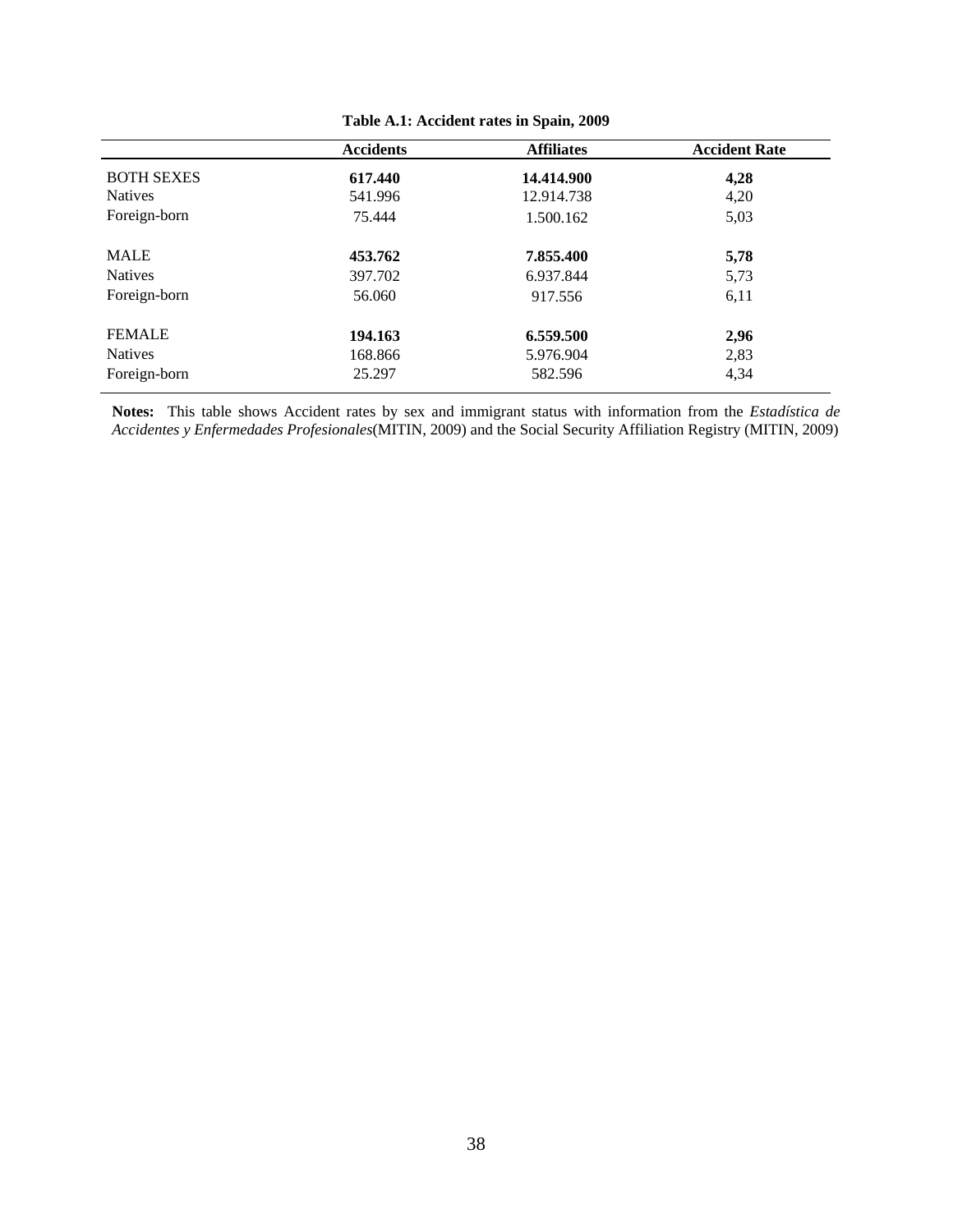**Table A.1: Accident rates in Spain, 2009**

| | Accidents | Affiliates | Accident Rate |
|---|---|---|---|
| BOTH SEXES | **617.440** | **14.414.900** | **4,28** |
| Natives | 541.996 | 12.914.738 | 4,20 |
| Foreign-born | 75.444 | 1.500.162 | 5,03 |
| MALE | **453.762** | **7.855.400** | **5,78** |
| Natives | 397.702 | 6.937.844 | 5,73 |
| Foreign-born | 56.060 | 917.556 | 6,11 |
| FEMALE | **194.163** | **6.559.500** | **2,96** |
| Natives | 168.866 | 5.976.904 | 2,83 |
| Foreign-born | 25.297 | 582.596 | 4,34 |

**Notes:** This table shows Accident rates by sex and immigrant status with information from the *Estadística de Accidentes y Enfermedades Profesionales*(MITIN, 2009) and the Social Security Affiliation Registry (MITIN, 2009)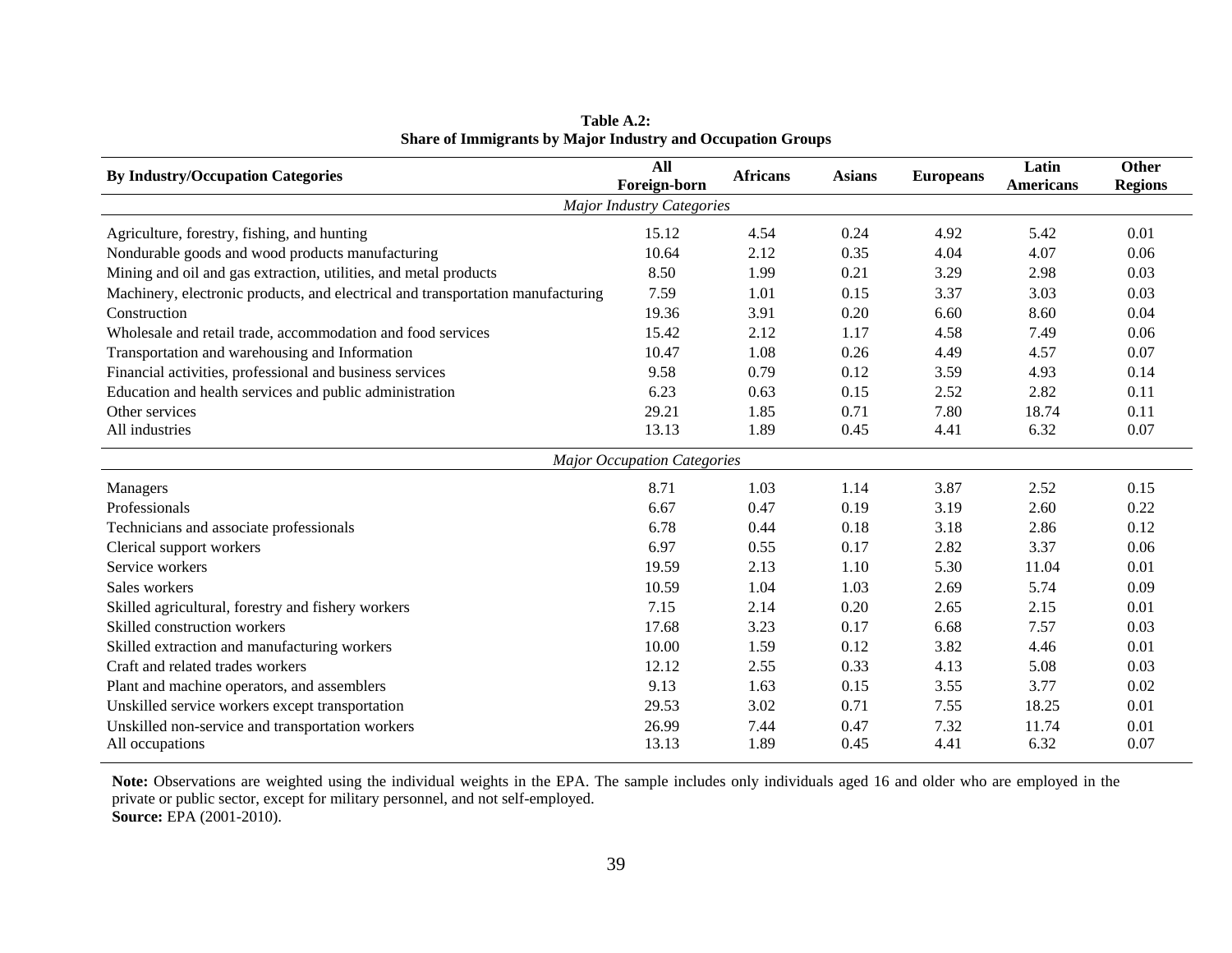**Table A.2:**
**Share of Immigrants by Major Industry and Occupation Groups**

| By Industry/Occupation Categories | All Foreign-born | Africans | Asians | Europeans | Latin Americans | Other Regions |
|---|---|---|---|---|---|---|
| *Major Industry Categories* | | | | | | |
| Agriculture, forestry, fishing, and hunting | 15.12 | 4.54 | 0.24 | 4.92 | 5.42 | 0.01 |
| Nondurable goods and wood products manufacturing | 10.64 | 2.12 | 0.35 | 4.04 | 4.07 | 0.06 |
| Mining and oil and gas extraction, utilities, and metal products | 8.50 | 1.99 | 0.21 | 3.29 | 2.98 | 0.03 |
| Machinery, electronic products, and electrical and transportation manufacturing | 7.59 | 1.01 | 0.15 | 3.37 | 3.03 | 0.03 |
| Construction | 19.36 | 3.91 | 0.20 | 6.60 | 8.60 | 0.04 |
| Wholesale and retail trade, accommodation and food services | 15.42 | 2.12 | 1.17 | 4.58 | 7.49 | 0.06 |
| Transportation and warehousing and Information | 10.47 | 1.08 | 0.26 | 4.49 | 4.57 | 0.07 |
| Financial activities, professional and business services | 9.58 | 0.79 | 0.12 | 3.59 | 4.93 | 0.14 |
| Education and health services and public administration | 6.23 | 0.63 | 0.15 | 2.52 | 2.82 | 0.11 |
| Other services | 29.21 | 1.85 | 0.71 | 7.80 | 18.74 | 0.11 |
| All industries | 13.13 | 1.89 | 0.45 | 4.41 | 6.32 | 0.07 |
| *Major Occupation Categories* | | | | | | |
| Managers | 8.71 | 1.03 | 1.14 | 3.87 | 2.52 | 0.15 |
| Professionals | 6.67 | 0.47 | 0.19 | 3.19 | 2.60 | 0.22 |
| Technicians and associate professionals | 6.78 | 0.44 | 0.18 | 3.18 | 2.86 | 0.12 |
| Clerical support workers | 6.97 | 0.55 | 0.17 | 2.82 | 3.37 | 0.06 |
| Service workers | 19.59 | 2.13 | 1.10 | 5.30 | 11.04 | 0.01 |
| Sales workers | 10.59 | 1.04 | 1.03 | 2.69 | 5.74 | 0.09 |
| Skilled agricultural, forestry and fishery workers | 7.15 | 2.14 | 0.20 | 2.65 | 2.15 | 0.01 |
| Skilled construction workers | 17.68 | 3.23 | 0.17 | 6.68 | 7.57 | 0.03 |
| Skilled extraction and manufacturing workers | 10.00 | 1.59 | 0.12 | 3.82 | 4.46 | 0.01 |
| Craft and related trades workers | 12.12 | 2.55 | 0.33 | 4.13 | 5.08 | 0.03 |
| Plant and machine operators, and assemblers | 9.13 | 1.63 | 0.15 | 3.55 | 3.77 | 0.02 |
| Unskilled service workers except transportation | 29.53 | 3.02 | 0.71 | 7.55 | 18.25 | 0.01 |
| Unskilled non-service and transportation workers | 26.99 | 7.44 | 0.47 | 7.32 | 11.74 | 0.01 |
| All occupations | 13.13 | 1.89 | 0.45 | 4.41 | 6.32 | 0.07 |

**Note:** Observations are weighted using the individual weights in the EPA. The sample includes only individuals aged 16 and older who are employed in the private or public sector, except for military personnel, and not self-employed.
**Source:** EPA (2001-2010).